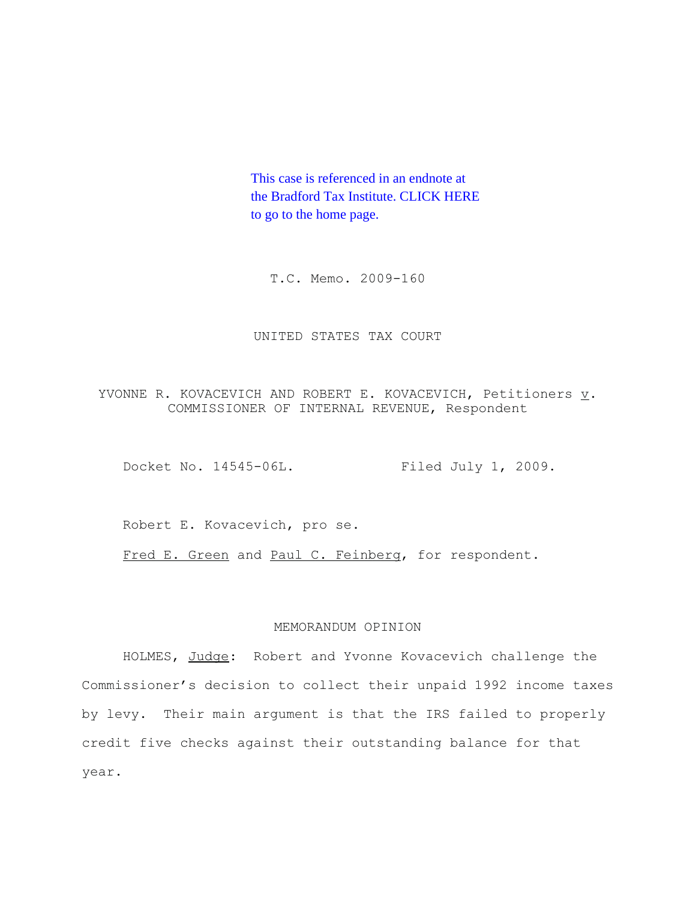This case is referenced in an endnote at the Bradford Tax Institute. CLICK HERE to go to the home page.

T.C. Memo. 2009-160

UNITED STATES TAX COURT

YVONNE R. KOVACEVICH AND ROBERT E. KOVACEVICH, Petitioners v. COMMISSIONER OF INTERNAL REVENUE, Respondent

Docket No. 14545-06L. Filed July 1, 2009.

Robert E. Kovacevich, pro se.

Fred E. Green and Paul C. Feinberg, for respondent.

MEMORANDUM OPINION

HOLMES, Judge: Robert and Yvonne Kovacevich challenge the Commissioner's decision to collect their unpaid 1992 income taxes by levy. Their main argument is that the IRS failed to properly credit five checks against their outstanding balance for that year.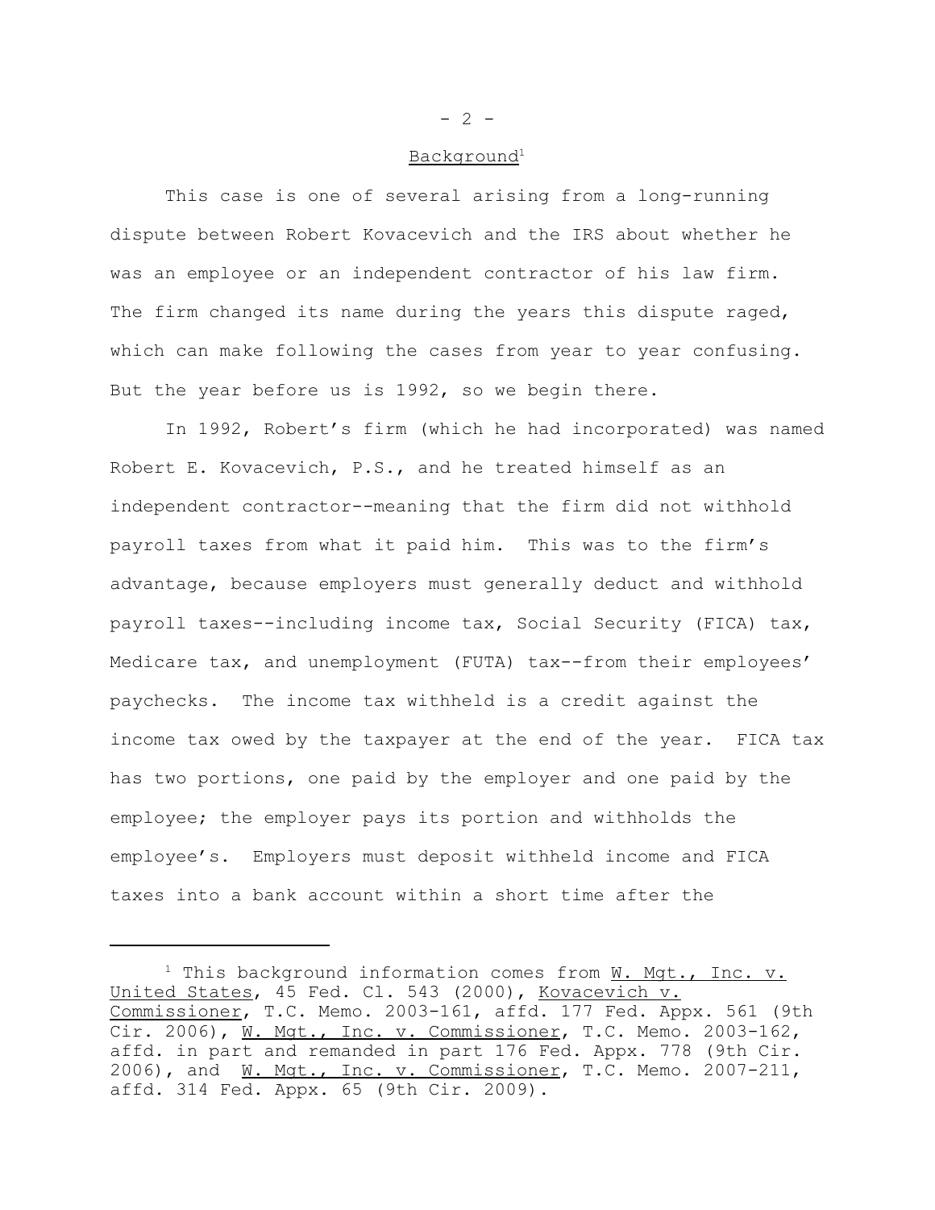## Background[1]

This case is one of several arising from a long-running dispute between Robert Kovacevich and the IRS about whether he was an employee or an independent contractor of his law firm. The firm changed its name during the years this dispute raged, which can make following the cases from year to year confusing. But the year before us is 1992, so we begin there.

In 1992, Robert's firm (which he had incorporated) was named Robert E. Kovacevich, P.S., and he treated himself as an independent contractor--meaning that the firm did not withhold payroll taxes from what it paid him. This was to the firm's advantage, because employers must generally deduct and withhold payroll taxes--including income tax, Social Security (FICA) tax, Medicare tax, and unemployment (FUTA) tax--from their employees' paychecks. The income tax withheld is a credit against the income tax owed by the taxpayer at the end of the year. FICA tax has two portions, one paid by the employer and one paid by the employee; the employer pays its portion and withholds the employee's. Employers must deposit withheld income and FICA taxes into a bank account within a short time after the

---

[1] This background information comes from <u>W. Mgt., Inc. v. United States</u>, 45 Fed. Cl. 543 (2000), <u>Kovacevich v. Commissioner</u>, T.C. Memo. 2003-161, affd. 177 Fed. Appx. 561 (9th Cir. 2006), <u>W. Mgt., Inc. v. Commissioner</u>, T.C. Memo. 2003-162, affd. in part and remanded in part 176 Fed. Appx. 778 (9th Cir. 2006), and <u>W. Mgt., Inc. v. Commissioner</u>, T.C. Memo. 2007-211, affd. 314 Fed. Appx. 65 (9th Cir. 2009).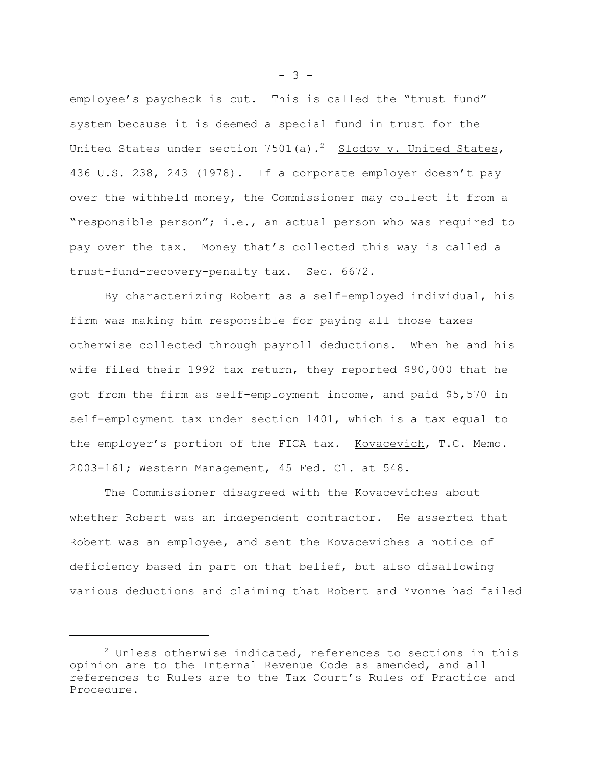employee's paycheck is cut. This is called the "trust fund" system because it is deemed a special fund in trust for the United States under section 7501(a).[2] Slodov v. United States, 436 U.S. 238, 243 (1978). If a corporate employer doesn't pay over the withheld money, the Commissioner may collect it from a "responsible person"; i.e., an actual person who was required to pay over the tax. Money that's collected this way is called a trust-fund-recovery-penalty tax. Sec. 6672.

By characterizing Robert as a self-employed individual, his firm was making him responsible for paying all those taxes otherwise collected through payroll deductions. When he and his wife filed their 1992 tax return, they reported $90,000 that he got from the firm as self-employment income, and paid $5,570 in self-employment tax under section 1401, which is a tax equal to the employer's portion of the FICA tax. Kovacevich, T.C. Memo. 2003-161; Western Management, 45 Fed. Cl. at 548.

The Commissioner disagreed with the Kovaceviches about whether Robert was an independent contractor. He asserted that Robert was an employee, and sent the Kovaceviches a notice of deficiency based in part on that belief, but also disallowing various deductions and claiming that Robert and Yvonne had failed

---

[2] Unless otherwise indicated, references to sections in this opinion are to the Internal Revenue Code as amended, and all references to Rules are to the Tax Court's Rules of Practice and Procedure.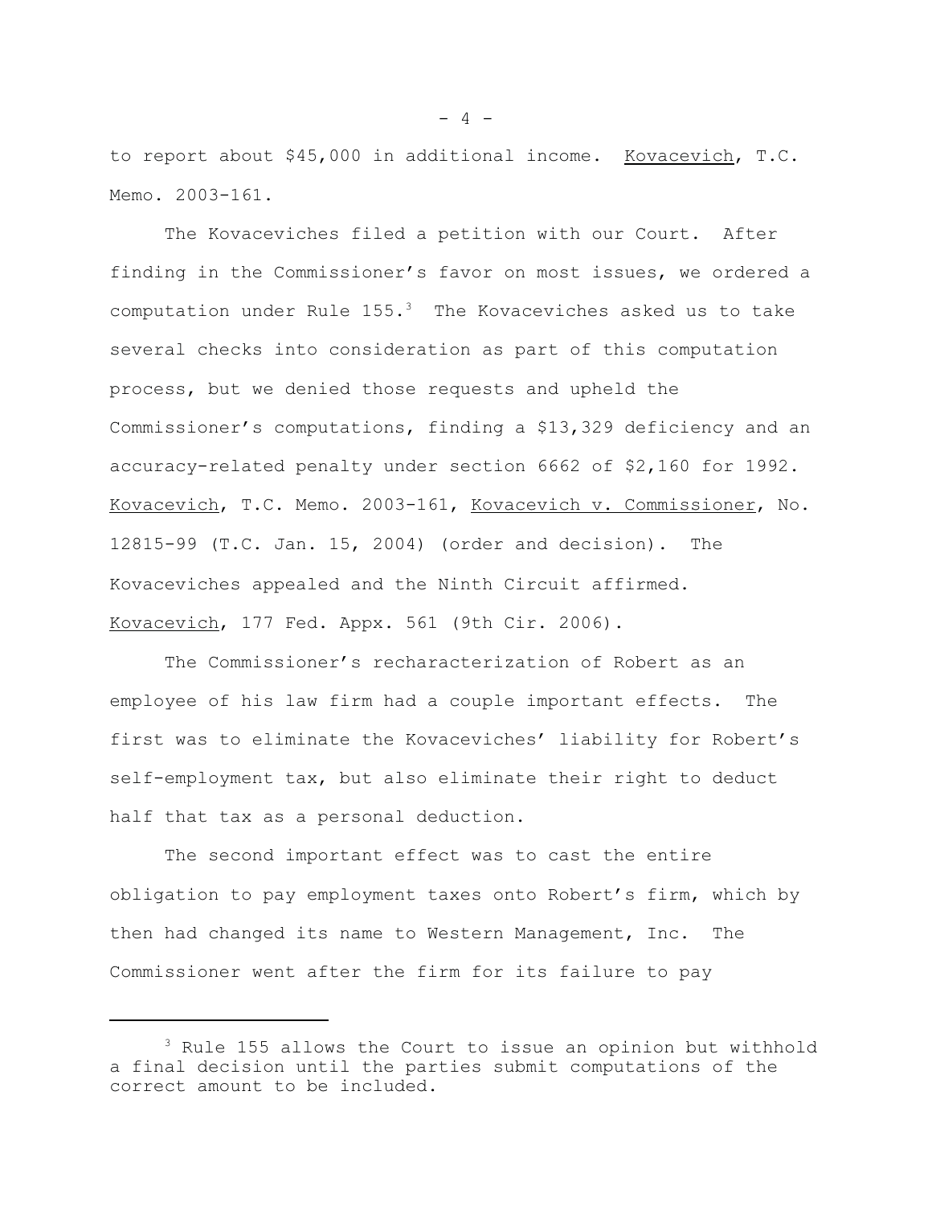to report about $45,000 in additional income. Kovacevich, T.C. Memo. 2003-161.

The Kovaceviches filed a petition with our Court. After finding in the Commissioner's favor on most issues, we ordered a computation under Rule 155.[3] The Kovaceviches asked us to take several checks into consideration as part of this computation process, but we denied those requests and upheld the Commissioner's computations, finding a $13,329 deficiency and an accuracy-related penalty under section 6662 of $2,160 for 1992. Kovacevich, T.C. Memo. 2003-161, Kovacevich v. Commissioner, No. 12815-99 (T.C. Jan. 15, 2004) (order and decision). The Kovaceviches appealed and the Ninth Circuit affirmed. Kovacevich, 177 Fed. Appx. 561 (9th Cir. 2006).

The Commissioner's recharacterization of Robert as an employee of his law firm had a couple important effects. The first was to eliminate the Kovaceviches' liability for Robert's self-employment tax, but also eliminate their right to deduct half that tax as a personal deduction.

The second important effect was to cast the entire obligation to pay employment taxes onto Robert's firm, which by then had changed its name to Western Management, Inc. The Commissioner went after the firm for its failure to pay

[3] Rule 155 allows the Court to issue an opinion but withhold a final decision until the parties submit computations of the correct amount to be included.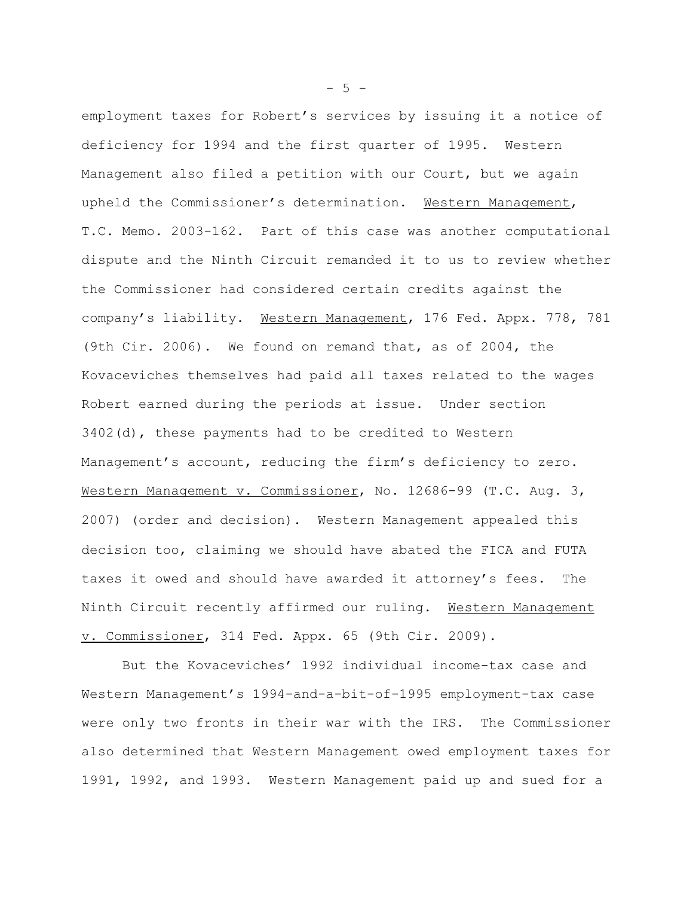employment taxes for Robert's services by issuing it a notice of deficiency for 1994 and the first quarter of 1995. Western Management also filed a petition with our Court, but we again upheld the Commissioner's determination. Western Management, T.C. Memo. 2003-162. Part of this case was another computational dispute and the Ninth Circuit remanded it to us to review whether the Commissioner had considered certain credits against the company's liability. Western Management, 176 Fed. Appx. 778, 781 (9th Cir. 2006). We found on remand that, as of 2004, the Kovaceviches themselves had paid all taxes related to the wages Robert earned during the periods at issue. Under section 3402(d), these payments had to be credited to Western Management's account, reducing the firm's deficiency to zero. Western Management v. Commissioner, No. 12686-99 (T.C. Aug. 3, 2007) (order and decision). Western Management appealed this decision too, claiming we should have abated the FICA and FUTA taxes it owed and should have awarded it attorney's fees. The Ninth Circuit recently affirmed our ruling. Western Management v. Commissioner, 314 Fed. Appx. 65 (9th Cir. 2009).

But the Kovaceviches' 1992 individual income-tax case and Western Management's 1994-and-a-bit-of-1995 employment-tax case were only two fronts in their war with the IRS. The Commissioner also determined that Western Management owed employment taxes for 1991, 1992, and 1993. Western Management paid up and sued for a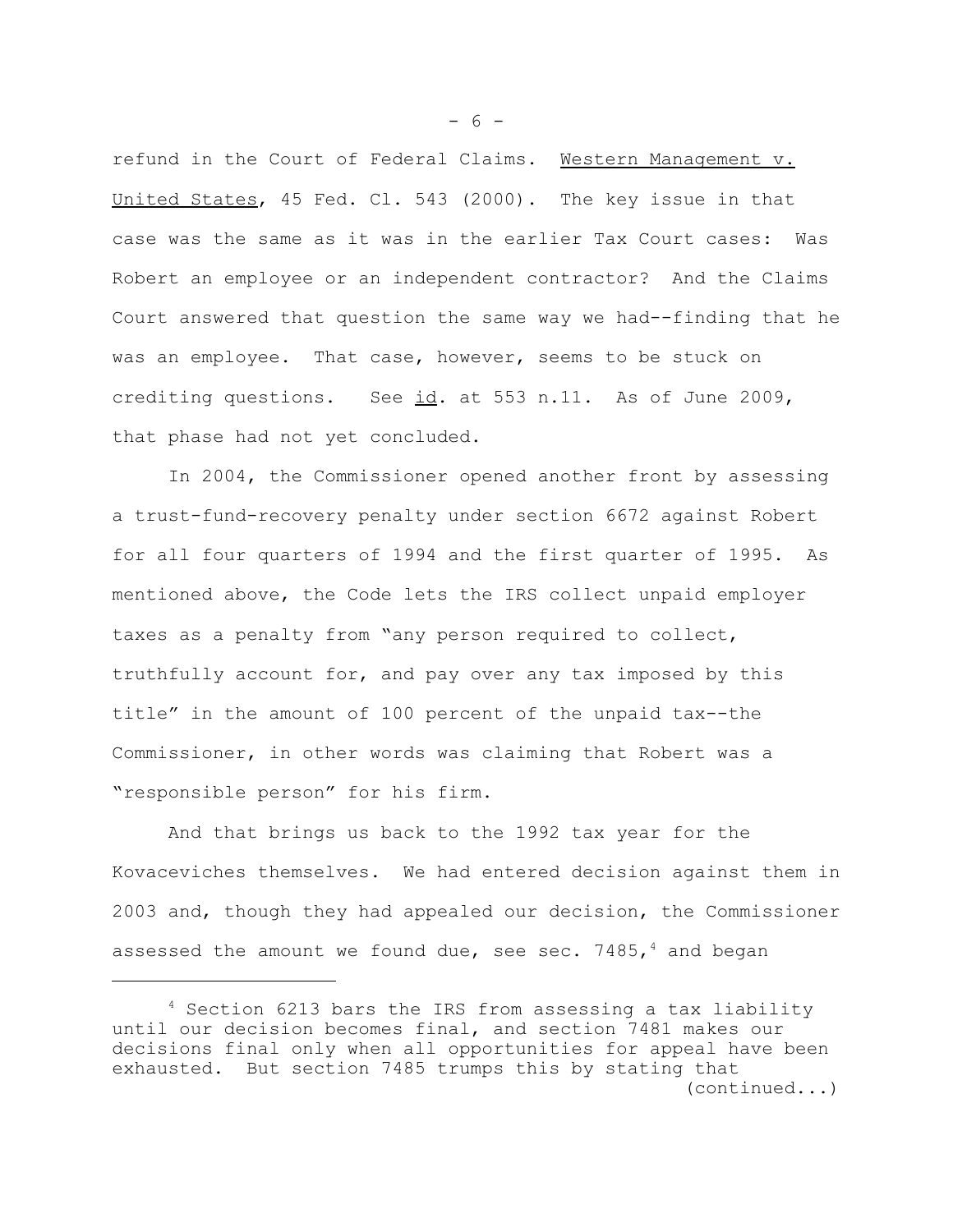refund in the Court of Federal Claims. Western Management v. United States, 45 Fed. Cl. 543 (2000). The key issue in that case was the same as it was in the earlier Tax Court cases: Was Robert an employee or an independent contractor? And the Claims Court answered that question the same way we had--finding that he was an employee. That case, however, seems to be stuck on crediting questions. See id. at 553 n.11. As of June 2009, that phase had not yet concluded.

In 2004, the Commissioner opened another front by assessing a trust-fund-recovery penalty under section 6672 against Robert for all four quarters of 1994 and the first quarter of 1995. As mentioned above, the Code lets the IRS collect unpaid employer taxes as a penalty from "any person required to collect, truthfully account for, and pay over any tax imposed by this title" in the amount of 100 percent of the unpaid tax--the Commissioner, in other words was claiming that Robert was a "responsible person" for his firm.

And that brings us back to the 1992 tax year for the Kovaceviches themselves. We had entered decision against them in 2003 and, though they had appealed our decision, the Commissioner assessed the amount we found due, see sec. 7485,[4] and began

---

[4] Section 6213 bars the IRS from assessing a tax liability until our decision becomes final, and section 7481 makes our decisions final only when all opportunities for appeal have been exhausted. But section 7485 trumps this by stating that (continued...)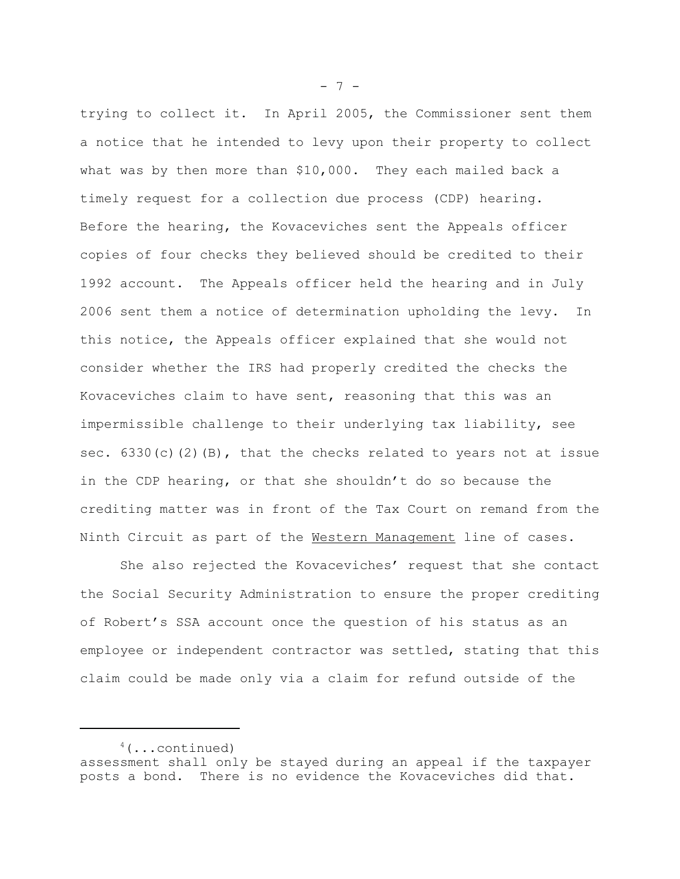trying to collect it. In April 2005, the Commissioner sent them a notice that he intended to levy upon their property to collect what was by then more than $10,000. They each mailed back a timely request for a collection due process (CDP) hearing. Before the hearing, the Kovaceviches sent the Appeals officer copies of four checks they believed should be credited to their 1992 account. The Appeals officer held the hearing and in July 2006 sent them a notice of determination upholding the levy. In this notice, the Appeals officer explained that she would not consider whether the IRS had properly credited the checks the Kovaceviches claim to have sent, reasoning that this was an impermissible challenge to their underlying tax liability, see sec. 6330(c)(2)(B), that the checks related to years not at issue in the CDP hearing, or that she shouldn't do so because the crediting matter was in front of the Tax Court on remand from the Ninth Circuit as part of the Western Management line of cases.

She also rejected the Kovaceviches' request that she contact the Social Security Administration to ensure the proper crediting of Robert's SSA account once the question of his status as an employee or independent contractor was settled, stating that this claim could be made only via a claim for refund outside of the

---

[4](...continued)
assessment shall only be stayed during an appeal if the taxpayer posts a bond. There is no evidence the Kovaceviches did that.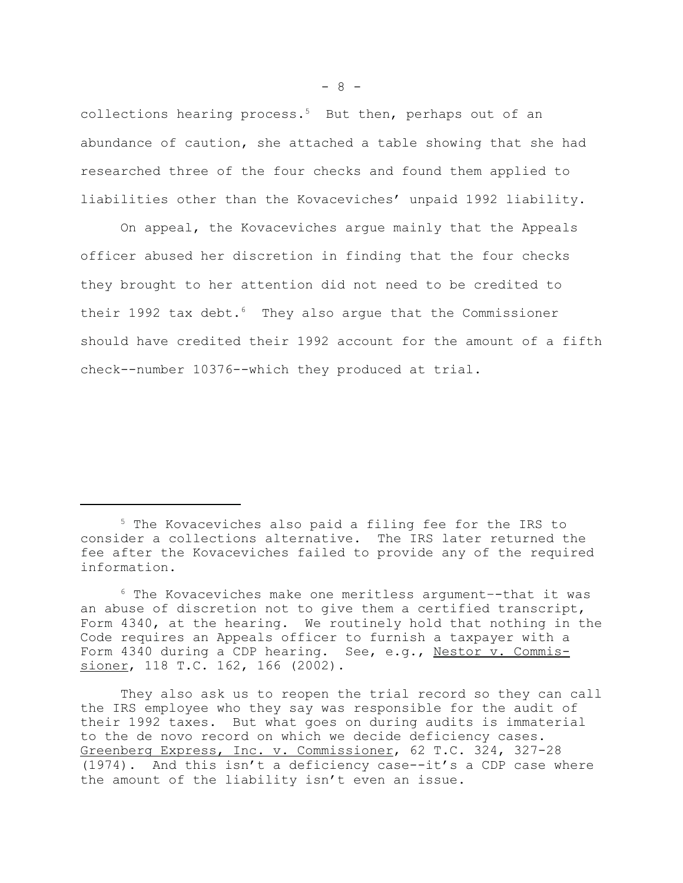collections hearing process.[5] But then, perhaps out of an abundance of caution, she attached a table showing that she had researched three of the four checks and found them applied to liabilities other than the Kovaceviches' unpaid 1992 liability.

On appeal, the Kovaceviches argue mainly that the Appeals officer abused her discretion in finding that the four checks they brought to her attention did not need to be credited to their 1992 tax debt.[6] They also argue that the Commissioner should have credited their 1992 account for the amount of a fifth check--number 10376--which they produced at trial.

---

[5] The Kovaceviches also paid a filing fee for the IRS to consider a collections alternative. The IRS later returned the fee after the Kovaceviches failed to provide any of the required information.

[6] The Kovaceviches make one meritless argument--that it was an abuse of discretion not to give them a certified transcript, Form 4340, at the hearing. We routinely hold that nothing in the Code requires an Appeals officer to furnish a taxpayer with a Form 4340 during a CDP hearing. See, e.g., Nestor v. Commissioner, 118 T.C. 162, 166 (2002).

They also ask us to reopen the trial record so they can call the IRS employee who they say was responsible for the audit of their 1992 taxes. But what goes on during audits is immaterial to the de novo record on which we decide deficiency cases. Greenberg Express, Inc. v. Commissioner, 62 T.C. 324, 327-28 (1974). And this isn't a deficiency case--it's a CDP case where the amount of the liability isn't even an issue.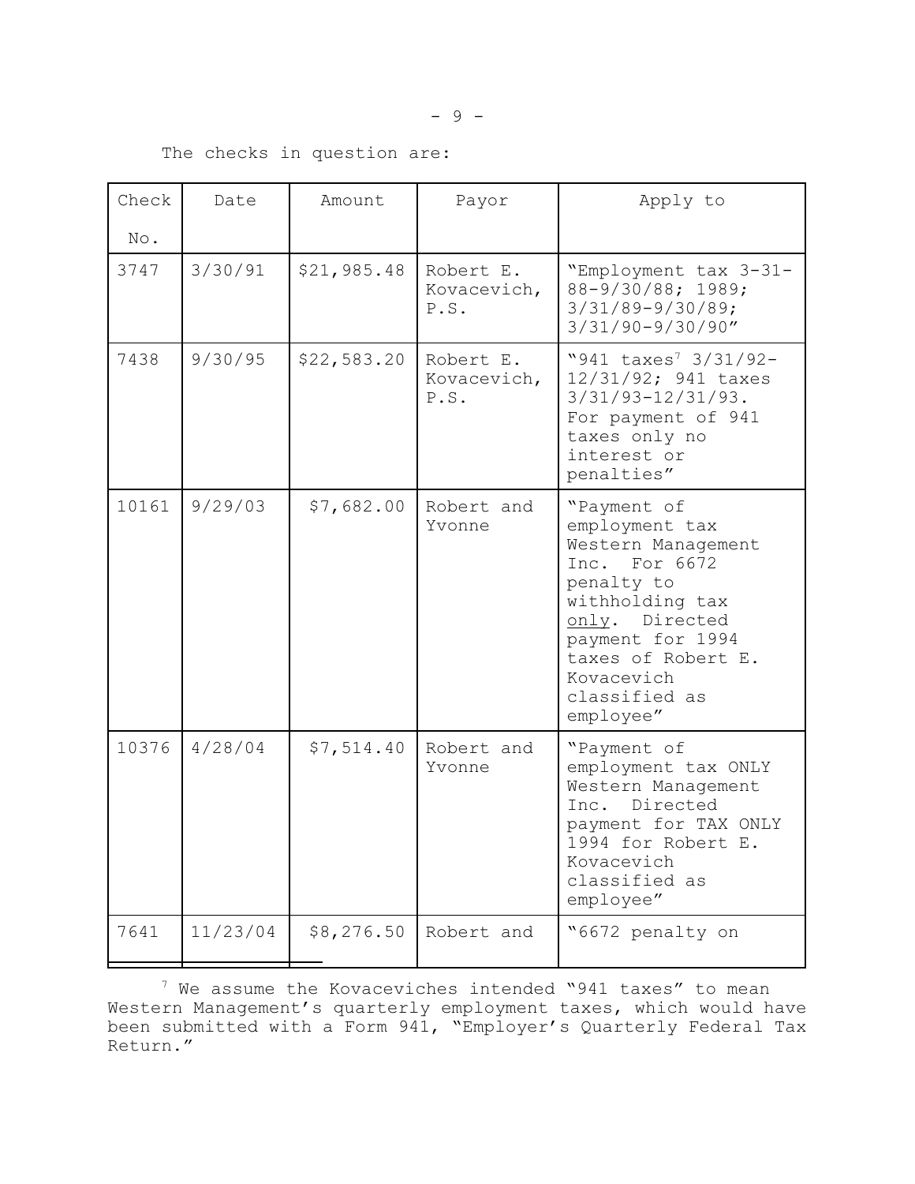The checks in question are:

| Check No. | Date | Amount | Payor | Apply to |
|---|---|---|---|---|
| 3747 | 3/30/91 | $21,985.48 | Robert E. Kovacevich, P.S. | "Employment tax 3-31-88-9/30/88; 1989; 3/31/89-9/30/89; 3/31/90-9/30/90" |
| 7438 | 9/30/95 | $22,583.20 | Robert E. Kovacevich, P.S. | "941 taxes[7] 3/31/92-12/31/92; 941 taxes 3/31/93-12/31/93. For payment of 941 taxes only no interest or penalties" |
| 10161 | 9/29/03 | $7,682.00 | Robert and Yvonne | "Payment of employment tax Western Management Inc. For 6672 penalty to withholding tax only. Directed payment for 1994 taxes of Robert E. Kovacevich classified as employee" |
| 10376 | 4/28/04 | $7,514.40 | Robert and Yvonne | "Payment of employment tax ONLY Western Management Inc. Directed payment for TAX ONLY 1994 for Robert E. Kovacevich classified as employee" |
| 7641 | 11/23/04 | $8,276.50 | Robert and | "6672 penalty on |

[7] We assume the Kovaceviches intended "941 taxes" to mean Western Management's quarterly employment taxes, which would have been submitted with a Form 941, "Employer's Quarterly Federal Tax Return."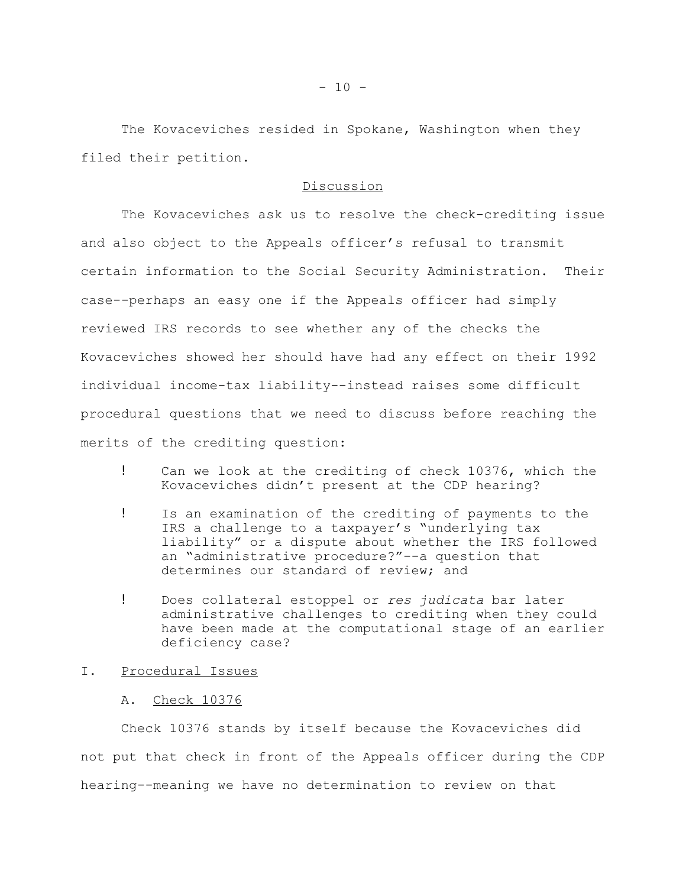The Kovaceviches resided in Spokane, Washington when they filed their petition.

## Discussion

The Kovaceviches ask us to resolve the check-crediting issue and also object to the Appeals officer's refusal to transmit certain information to the Social Security Administration. Their case--perhaps an easy one if the Appeals officer had simply reviewed IRS records to see whether any of the checks the Kovaceviches showed her should have had any effect on their 1992 individual income-tax liability--instead raises some difficult procedural questions that we need to discuss before reaching the merits of the crediting question:

- Can we look at the crediting of check 10376, which the Kovaceviches didn't present at the CDP hearing?
- Is an examination of the crediting of payments to the IRS a challenge to a taxpayer's "underlying tax liability" or a dispute about whether the IRS followed an "administrative procedure?"--a question that determines our standard of review; and
- Does collateral estoppel or *res judicata* bar later administrative challenges to crediting when they could have been made at the computational stage of an earlier deficiency case?

## I. Procedural Issues

### A. Check 10376

Check 10376 stands by itself because the Kovaceviches did not put that check in front of the Appeals officer during the CDP hearing--meaning we have no determination to review on that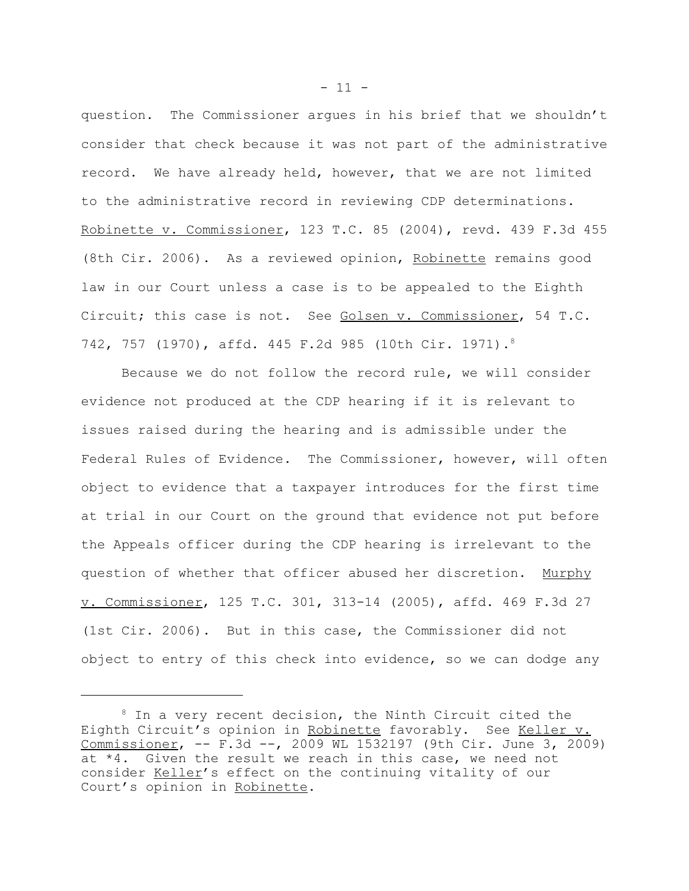question. The Commissioner argues in his brief that we shouldn't consider that check because it was not part of the administrative record. We have already held, however, that we are not limited to the administrative record in reviewing CDP determinations. Robinette v. Commissioner, 123 T.C. 85 (2004), revd. 439 F.3d 455 (8th Cir. 2006). As a reviewed opinion, Robinette remains good law in our Court unless a case is to be appealed to the Eighth Circuit; this case is not. See Golsen v. Commissioner, 54 T.C. 742, 757 (1970), affd. 445 F.2d 985 (10th Cir. 1971).[8]

Because we do not follow the record rule, we will consider evidence not produced at the CDP hearing if it is relevant to issues raised during the hearing and is admissible under the Federal Rules of Evidence. The Commissioner, however, will often object to evidence that a taxpayer introduces for the first time at trial in our Court on the ground that evidence not put before the Appeals officer during the CDP hearing is irrelevant to the question of whether that officer abused her discretion. Murphy v. Commissioner, 125 T.C. 301, 313-14 (2005), affd. 469 F.3d 27 (1st Cir. 2006). But in this case, the Commissioner did not object to entry of this check into evidence, so we can dodge any

---

[8] In a very recent decision, the Ninth Circuit cited the Eighth Circuit's opinion in Robinette favorably. See Keller v. Commissioner, -- F.3d --, 2009 WL 1532197 (9th Cir. June 3, 2009) at *4. Given the result we reach in this case, we need not consider Keller's effect on the continuing vitality of our Court's opinion in Robinette.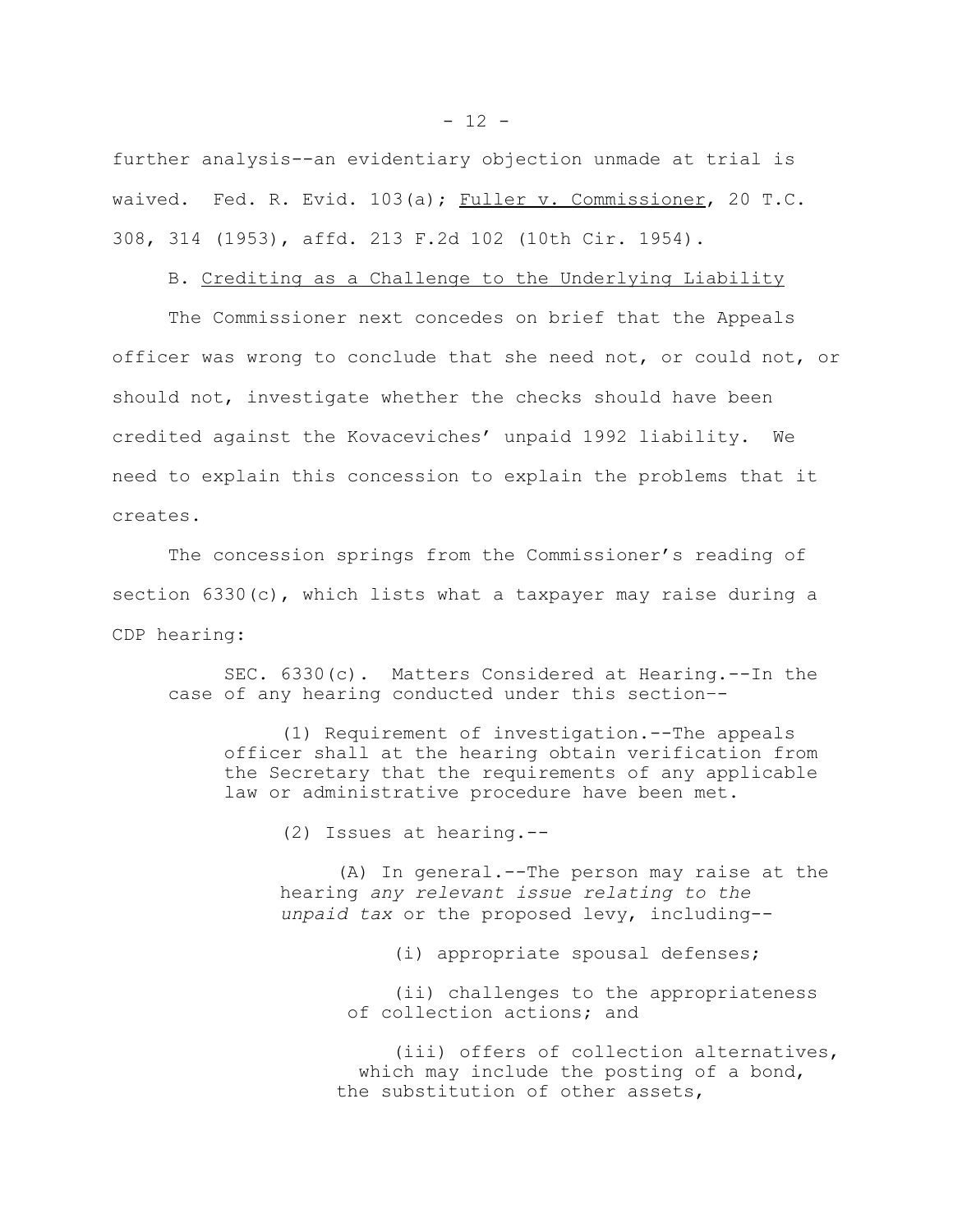further analysis--an evidentiary objection unmade at trial is waived. Fed. R. Evid. 103(a); Fuller v. Commissioner, 20 T.C. 308, 314 (1953), affd. 213 F.2d 102 (10th Cir. 1954).

B. Crediting as a Challenge to the Underlying Liability

The Commissioner next concedes on brief that the Appeals officer was wrong to conclude that she need not, or could not, or should not, investigate whether the checks should have been credited against the Kovaceviches' unpaid 1992 liability. We need to explain this concession to explain the problems that it creates.

The concession springs from the Commissioner's reading of section 6330(c), which lists what a taxpayer may raise during a CDP hearing:

> SEC. 6330(c). Matters Considered at Hearing.--In the case of any hearing conducted under this section--
>
> (1) Requirement of investigation.--The appeals officer shall at the hearing obtain verification from the Secretary that the requirements of any applicable law or administrative procedure have been met.
>
> (2) Issues at hearing.--
>
> (A) In general.--The person may raise at the hearing *any relevant issue relating to the unpaid tax* or the proposed levy, including--
>
> (i) appropriate spousal defenses;
>
> (ii) challenges to the appropriateness of collection actions; and
>
> (iii) offers of collection alternatives, which may include the posting of a bond, the substitution of other assets,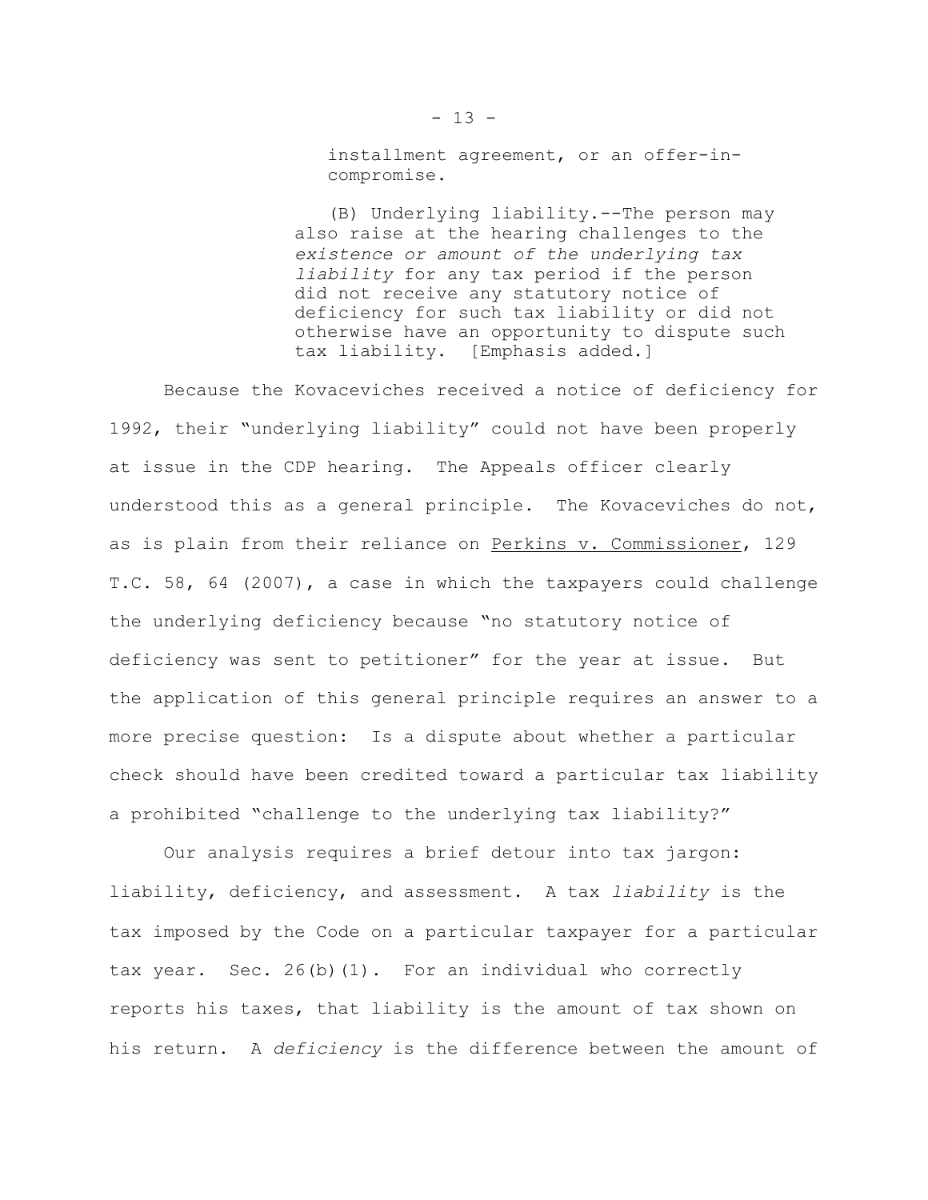> installment agreement, or an offer-in-compromise.
>
> (B) Underlying liability.--The person may also raise at the hearing challenges to the *existence or amount of the underlying tax liability* for any tax period if the person did not receive any statutory notice of deficiency for such tax liability or did not otherwise have an opportunity to dispute such tax liability. [Emphasis added.]

Because the Kovaceviches received a notice of deficiency for 1992, their "underlying liability" could not have been properly at issue in the CDP hearing. The Appeals officer clearly understood this as a general principle. The Kovaceviches do not, as is plain from their reliance on Perkins v. Commissioner, 129 T.C. 58, 64 (2007), a case in which the taxpayers could challenge the underlying deficiency because "no statutory notice of deficiency was sent to petitioner" for the year at issue. But the application of this general principle requires an answer to a more precise question: Is a dispute about whether a particular check should have been credited toward a particular tax liability a prohibited "challenge to the underlying tax liability?"

Our analysis requires a brief detour into tax jargon: liability, deficiency, and assessment. A tax *liability* is the tax imposed by the Code on a particular taxpayer for a particular tax year. Sec. 26(b)(1). For an individual who correctly reports his taxes, that liability is the amount of tax shown on his return. A *deficiency* is the difference between the amount of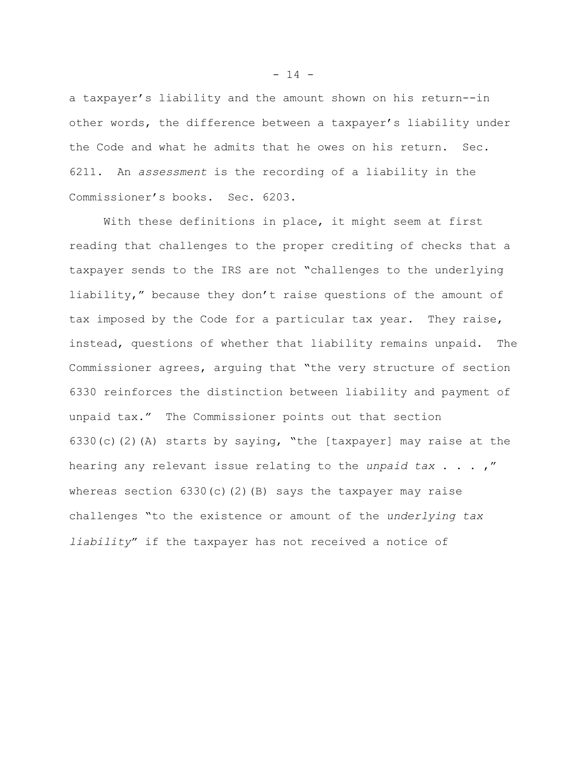a taxpayer's liability and the amount shown on his return--in other words, the difference between a taxpayer's liability under the Code and what he admits that he owes on his return. Sec. 6211. An *assessment* is the recording of a liability in the Commissioner's books. Sec. 6203.

With these definitions in place, it might seem at first reading that challenges to the proper crediting of checks that a taxpayer sends to the IRS are not "challenges to the underlying liability," because they don't raise questions of the amount of tax imposed by the Code for a particular tax year. They raise, instead, questions of whether that liability remains unpaid. The Commissioner agrees, arguing that "the very structure of section 6330 reinforces the distinction between liability and payment of unpaid tax." The Commissioner points out that section 6330(c)(2)(A) starts by saying, "the [taxpayer] may raise at the hearing any relevant issue relating to the *unpaid tax* . . . ," whereas section 6330(c)(2)(B) says the taxpayer may raise challenges "to the existence or amount of the *underlying tax liability*" if the taxpayer has not received a notice of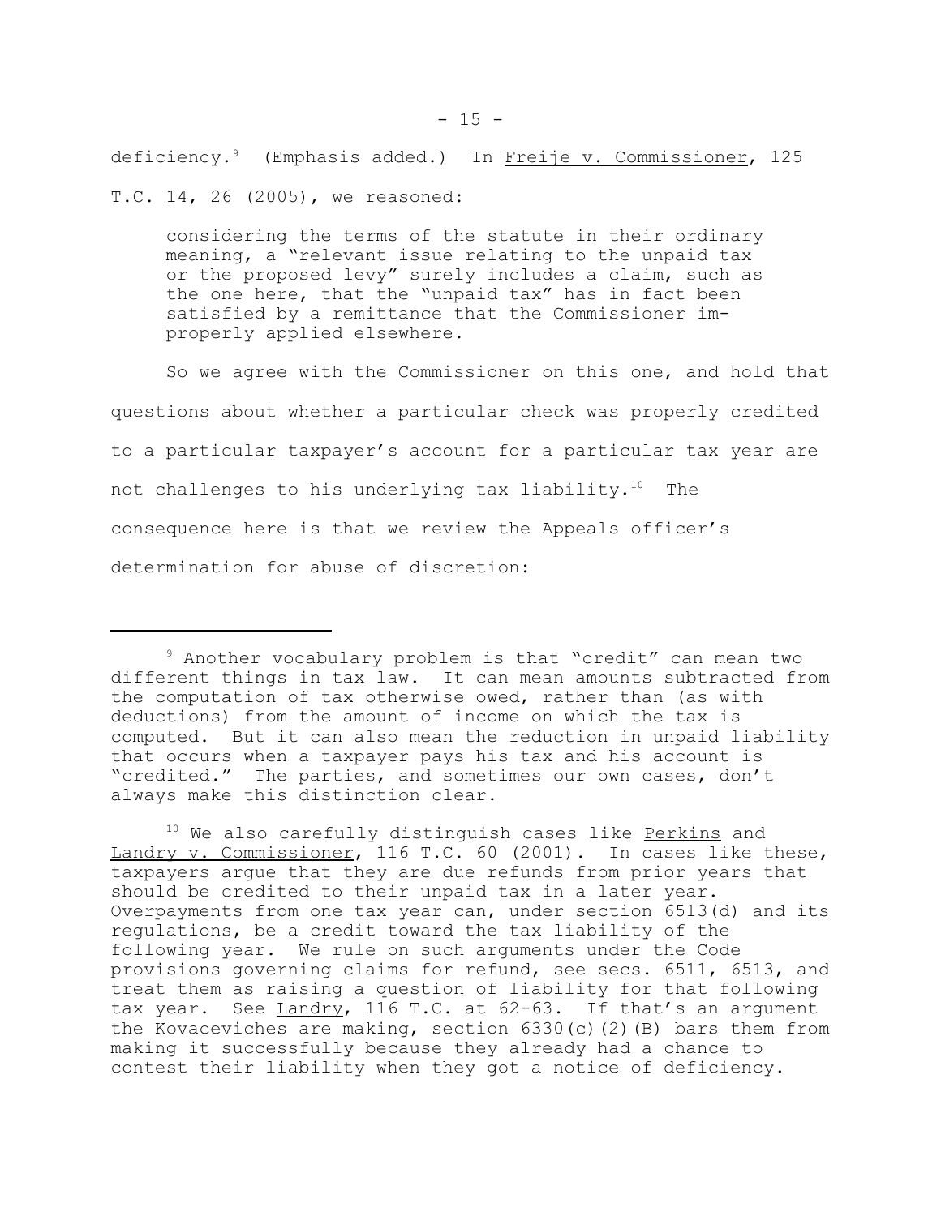deficiency.[9] (Emphasis added.) In Freije v. Commissioner, 125 T.C. 14, 26 (2005), we reasoned:

> considering the terms of the statute in their ordinary meaning, a "relevant issue relating to the unpaid tax or the proposed levy" surely includes a claim, such as the one here, that the "unpaid tax" has in fact been satisfied by a remittance that the Commissioner improperly applied elsewhere.

So we agree with the Commissioner on this one, and hold that questions about whether a particular check was properly credited to a particular taxpayer's account for a particular tax year are not challenges to his underlying tax liability.[10] The consequence here is that we review the Appeals officer's determination for abuse of discretion:

---

[9] Another vocabulary problem is that "credit" can mean two different things in tax law. It can mean amounts subtracted from the computation of tax otherwise owed, rather than (as with deductions) from the amount of income on which the tax is computed. But it can also mean the reduction in unpaid liability that occurs when a taxpayer pays his tax and his account is "credited." The parties, and sometimes our own cases, don't always make this distinction clear.

[10] We also carefully distinguish cases like Perkins and Landry v. Commissioner, 116 T.C. 60 (2001). In cases like these, taxpayers argue that they are due refunds from prior years that should be credited to their unpaid tax in a later year. Overpayments from one tax year can, under section 6513(d) and its regulations, be a credit toward the tax liability of the following year. We rule on such arguments under the Code provisions governing claims for refund, see secs. 6511, 6513, and treat them as raising a question of liability for that following tax year. See Landry, 116 T.C. at 62-63. If that's an argument the Kovaceviches are making, section 6330(c)(2)(B) bars them from making it successfully because they already had a chance to contest their liability when they got a notice of deficiency.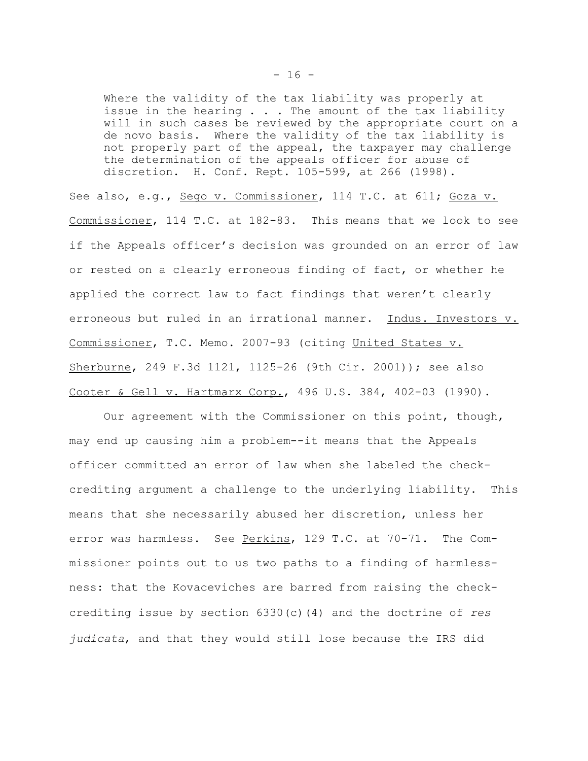> Where the validity of the tax liability was properly at issue in the hearing . . . The amount of the tax liability will in such cases be reviewed by the appropriate court on a de novo basis. Where the validity of the tax liability is not properly part of the appeal, the taxpayer may challenge the determination of the appeals officer for abuse of discretion. H. Conf. Rept. 105-599, at 266 (1998).

See also, e.g., Sego v. Commissioner, 114 T.C. at 611; Goza v. Commissioner, 114 T.C. at 182-83. This means that we look to see if the Appeals officer's decision was grounded on an error of law or rested on a clearly erroneous finding of fact, or whether he applied the correct law to fact findings that weren't clearly erroneous but ruled in an irrational manner. Indus. Investors v. Commissioner, T.C. Memo. 2007-93 (citing United States v. Sherburne, 249 F.3d 1121, 1125-26 (9th Cir. 2001)); see also Cooter & Gell v. Hartmarx Corp., 496 U.S. 384, 402-03 (1990).

Our agreement with the Commissioner on this point, though, may end up causing him a problem--it means that the Appeals officer committed an error of law when she labeled the check-crediting argument a challenge to the underlying liability. This means that she necessarily abused her discretion, unless her error was harmless. See Perkins, 129 T.C. at 70-71. The Commissioner points out to us two paths to a finding of harmlessness: that the Kovaceviches are barred from raising the check-crediting issue by section 6330(c)(4) and the doctrine of *res judicata*, and that they would still lose because the IRS did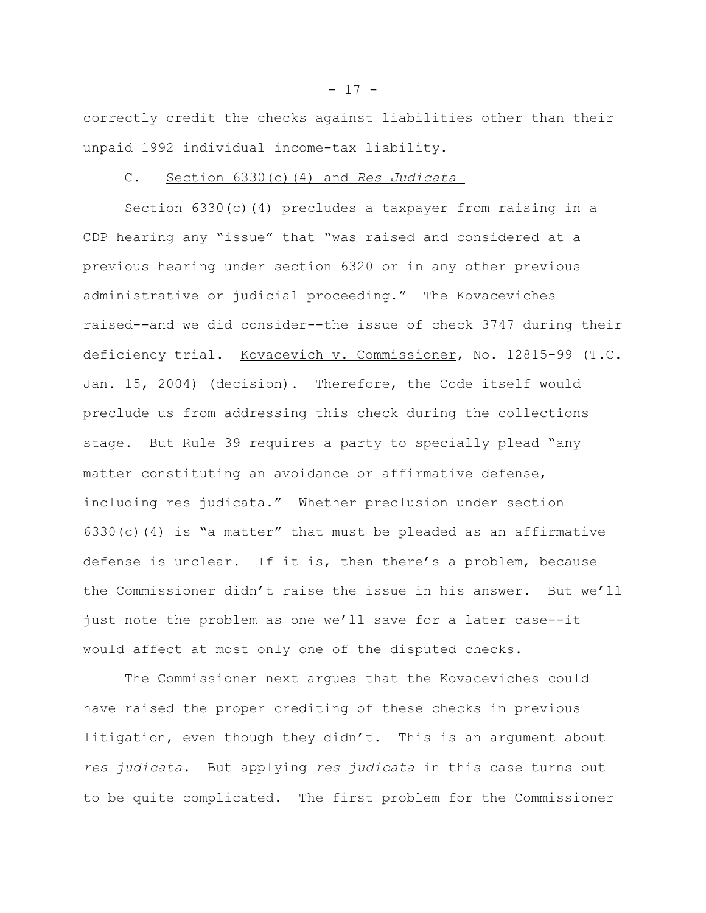correctly credit the checks against liabilities other than their unpaid 1992 individual income-tax liability.

C. Section 6330(c)(4) and *Res Judicata*

Section 6330(c)(4) precludes a taxpayer from raising in a CDP hearing any "issue" that "was raised and considered at a previous hearing under section 6320 or in any other previous administrative or judicial proceeding." The Kovaceviches raised--and we did consider--the issue of check 3747 during their deficiency trial. Kovacevich v. Commissioner, No. 12815-99 (T.C. Jan. 15, 2004) (decision). Therefore, the Code itself would preclude us from addressing this check during the collections stage. But Rule 39 requires a party to specially plead "any matter constituting an avoidance or affirmative defense, including res judicata." Whether preclusion under section 6330(c)(4) is "a matter" that must be pleaded as an affirmative defense is unclear. If it is, then there's a problem, because the Commissioner didn't raise the issue in his answer. But we'll just note the problem as one we'll save for a later case--it would affect at most only one of the disputed checks.

The Commissioner next argues that the Kovaceviches could have raised the proper crediting of these checks in previous litigation, even though they didn't. This is an argument about *res judicata*. But applying *res judicata* in this case turns out to be quite complicated. The first problem for the Commissioner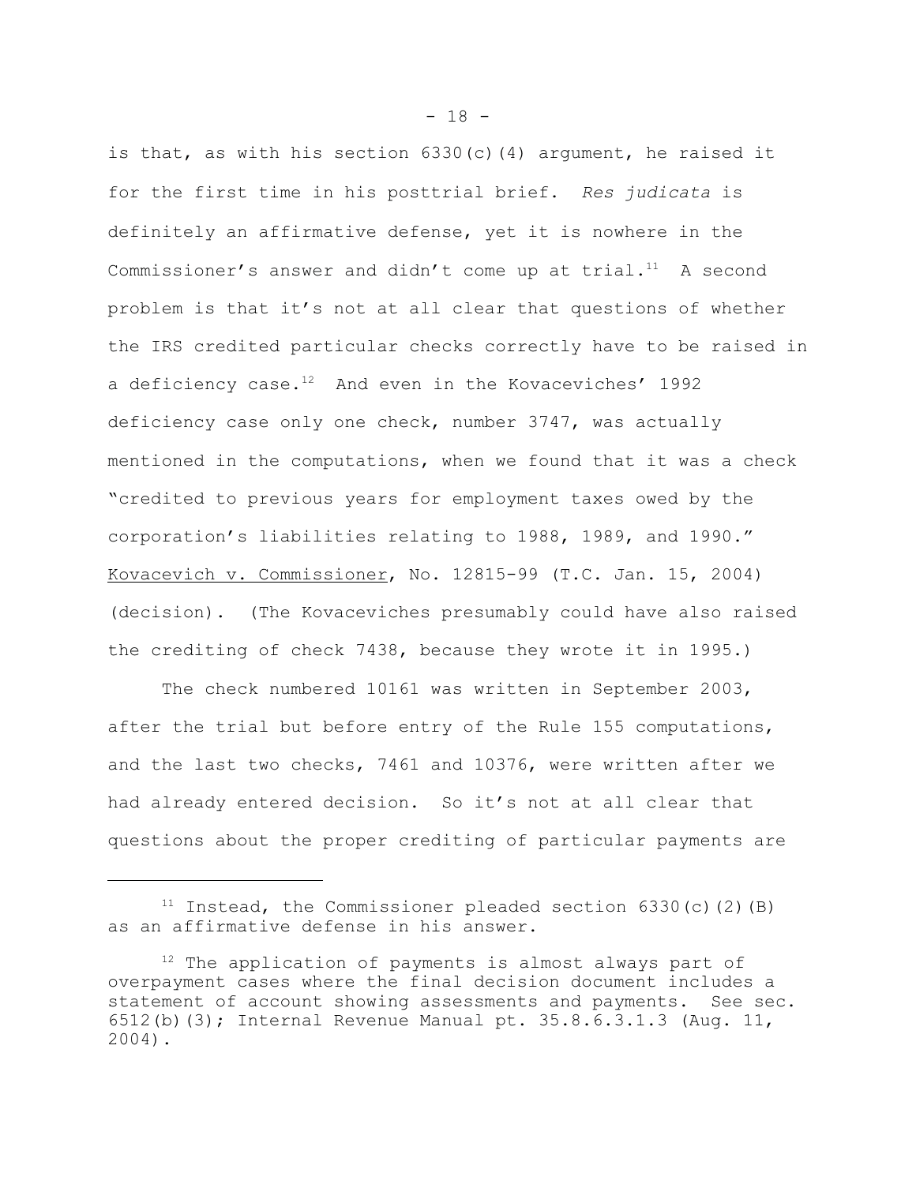is that, as with his section 6330(c)(4) argument, he raised it for the first time in his posttrial brief. *Res judicata* is definitely an affirmative defense, yet it is nowhere in the Commissioner's answer and didn't come up at trial.[11] A second problem is that it's not at all clear that questions of whether the IRS credited particular checks correctly have to be raised in a deficiency case.[12] And even in the Kovaceviches' 1992 deficiency case only one check, number 3747, was actually mentioned in the computations, when we found that it was a check "credited to previous years for employment taxes owed by the corporation's liabilities relating to 1988, 1989, and 1990." Kovacevich v. Commissioner, No. 12815-99 (T.C. Jan. 15, 2004) (decision). (The Kovaceviches presumably could have also raised the crediting of check 7438, because they wrote it in 1995.)

The check numbered 10161 was written in September 2003, after the trial but before entry of the Rule 155 computations, and the last two checks, 7461 and 10376, were written after we had already entered decision. So it's not at all clear that questions about the proper crediting of particular payments are

---

[11] Instead, the Commissioner pleaded section 6330(c)(2)(B) as an affirmative defense in his answer.

[12] The application of payments is almost always part of overpayment cases where the final decision document includes a statement of account showing assessments and payments. See sec. 6512(b)(3); Internal Revenue Manual pt. 35.8.6.3.1.3 (Aug. 11, 2004).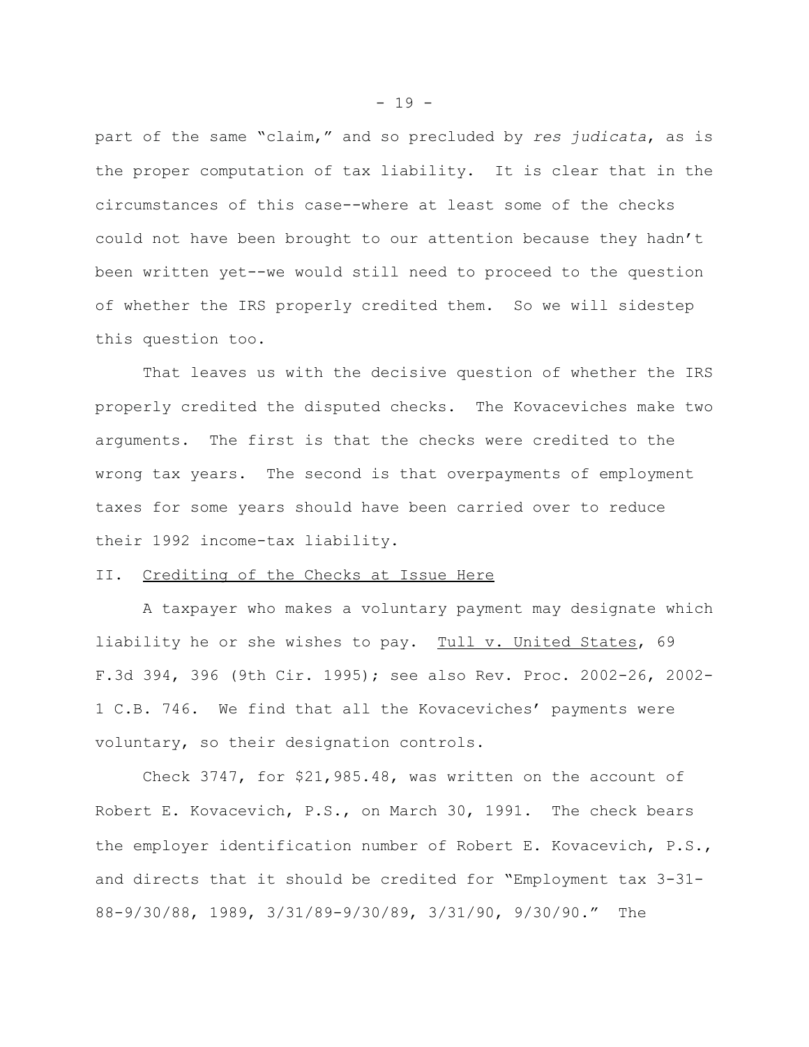part of the same "claim," and so precluded by *res judicata*, as is the proper computation of tax liability. It is clear that in the circumstances of this case--where at least some of the checks could not have been brought to our attention because they hadn't been written yet--we would still need to proceed to the question of whether the IRS properly credited them. So we will sidestep this question too.

That leaves us with the decisive question of whether the IRS properly credited the disputed checks. The Kovaceviches make two arguments. The first is that the checks were credited to the wrong tax years. The second is that overpayments of employment taxes for some years should have been carried over to reduce their 1992 income-tax liability.

## II. Crediting of the Checks at Issue Here

A taxpayer who makes a voluntary payment may designate which liability he or she wishes to pay. Tull v. United States, 69 F.3d 394, 396 (9th Cir. 1995); see also Rev. Proc. 2002-26, 2002-1 C.B. 746. We find that all the Kovaceviches' payments were voluntary, so their designation controls.

Check 3747, for $21,985.48, was written on the account of Robert E. Kovacevich, P.S., on March 30, 1991. The check bears the employer identification number of Robert E. Kovacevich, P.S., and directs that it should be credited for "Employment tax 3-31-88-9/30/88, 1989, 3/31/89-9/30/89, 3/31/90, 9/30/90." The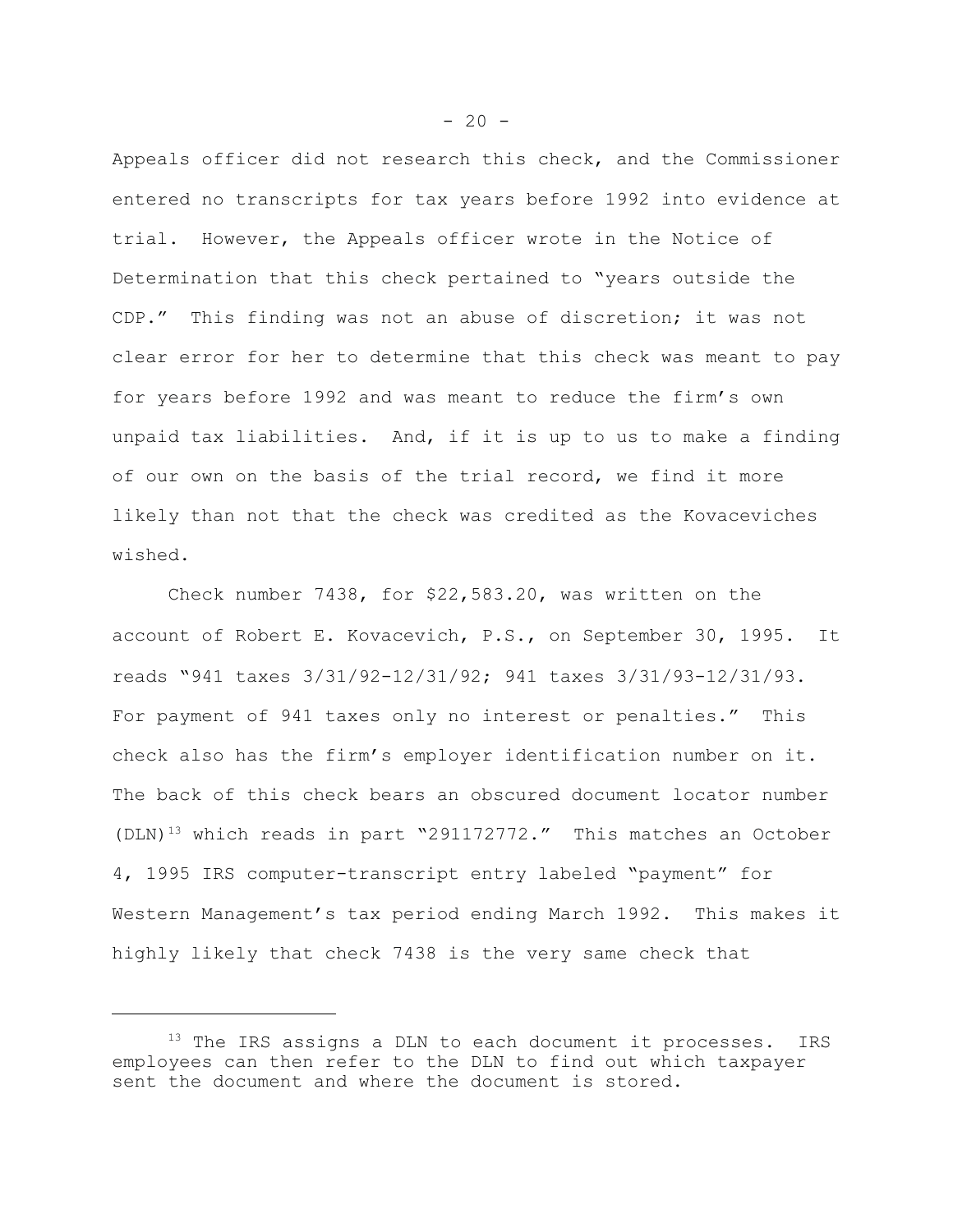Appeals officer did not research this check, and the Commissioner entered no transcripts for tax years before 1992 into evidence at trial. However, the Appeals officer wrote in the Notice of Determination that this check pertained to "years outside the CDP." This finding was not an abuse of discretion; it was not clear error for her to determine that this check was meant to pay for years before 1992 and was meant to reduce the firm's own unpaid tax liabilities. And, if it is up to us to make a finding of our own on the basis of the trial record, we find it more likely than not that the check was credited as the Kovaceviches wished.

Check number 7438, for $22,583.20, was written on the account of Robert E. Kovacevich, P.S., on September 30, 1995. It reads "941 taxes 3/31/92-12/31/92; 941 taxes 3/31/93-12/31/93. For payment of 941 taxes only no interest or penalties." This check also has the firm's employer identification number on it. The back of this check bears an obscured document locator number (DLN)[13] which reads in part "291172772." This matches an October 4, 1995 IRS computer-transcript entry labeled "payment" for Western Management's tax period ending March 1992. This makes it highly likely that check 7438 is the very same check that

---

[13] The IRS assigns a DLN to each document it processes. IRS employees can then refer to the DLN to find out which taxpayer sent the document and where the document is stored.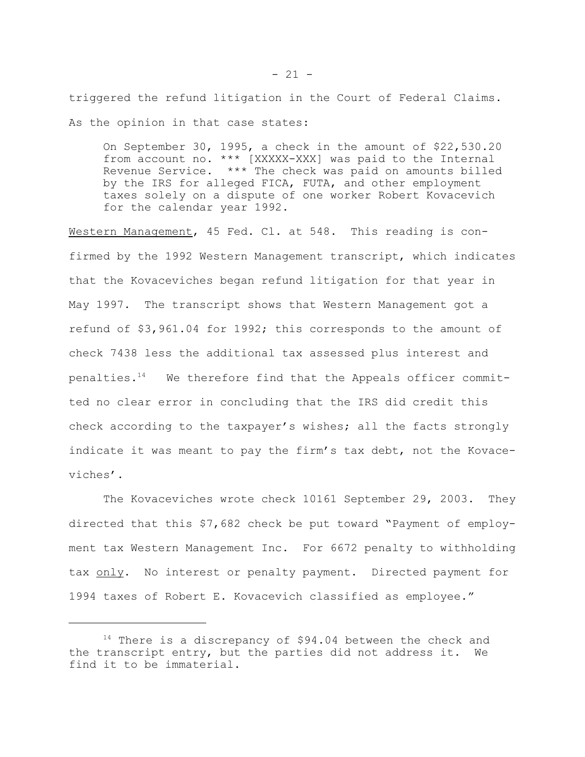triggered the refund litigation in the Court of Federal Claims. As the opinion in that case states:

> On September 30, 1995, a check in the amount of $22,530.20 from account no. *** [XXXXX-XXX] was paid to the Internal Revenue Service. *** The check was paid on amounts billed by the IRS for alleged FICA, FUTA, and other employment taxes solely on a dispute of one worker Robert Kovacevich for the calendar year 1992.

Western Management, 45 Fed. Cl. at 548. This reading is confirmed by the 1992 Western Management transcript, which indicates that the Kovaceviches began refund litigation for that year in May 1997. The transcript shows that Western Management got a refund of $3,961.04 for 1992; this corresponds to the amount of check 7438 less the additional tax assessed plus interest and penalties.[14] We therefore find that the Appeals officer committed no clear error in concluding that the IRS did credit this check according to the taxpayer's wishes; all the facts strongly indicate it was meant to pay the firm's tax debt, not the Kovaceviches'.

The Kovaceviches wrote check 10161 September 29, 2003. They directed that this $7,682 check be put toward "Payment of employment tax Western Management Inc. For 6672 penalty to withholding tax <u>only</u>. No interest or penalty payment. Directed payment for 1994 taxes of Robert E. Kovacevich classified as employee."

---

[14] There is a discrepancy of $94.04 between the check and the transcript entry, but the parties did not address it. We find it to be immaterial.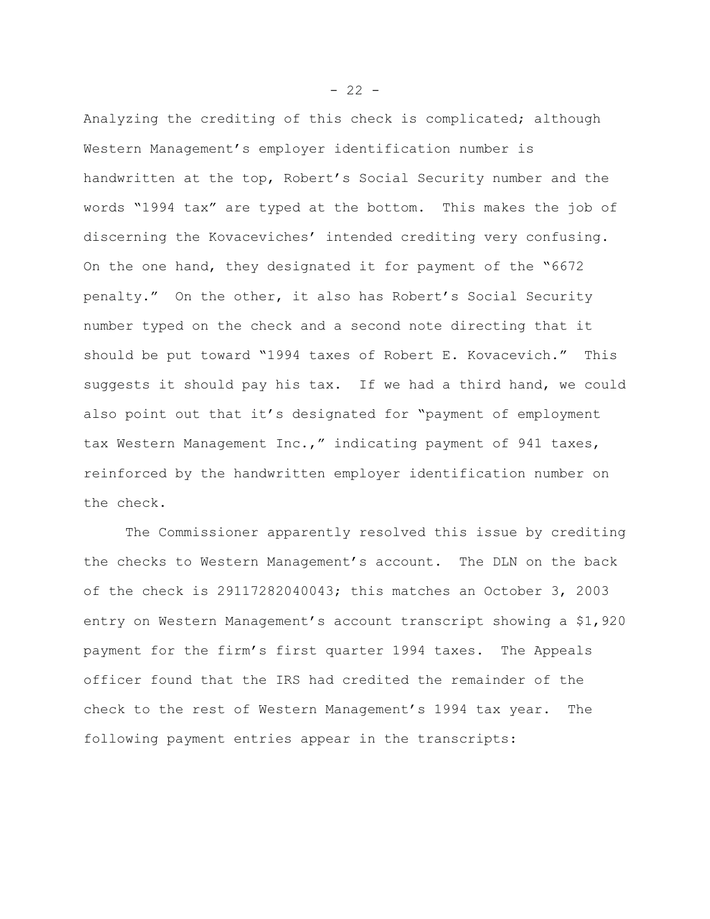Analyzing the crediting of this check is complicated; although Western Management's employer identification number is handwritten at the top, Robert's Social Security number and the words "1994 tax" are typed at the bottom. This makes the job of discerning the Kovaceviches' intended crediting very confusing. On the one hand, they designated it for payment of the "6672 penalty." On the other, it also has Robert's Social Security number typed on the check and a second note directing that it should be put toward "1994 taxes of Robert E. Kovacevich." This suggests it should pay his tax. If we had a third hand, we could also point out that it's designated for "payment of employment tax Western Management Inc.," indicating payment of 941 taxes, reinforced by the handwritten employer identification number on the check.

The Commissioner apparently resolved this issue by crediting the checks to Western Management's account. The DLN on the back of the check is 29117282040043; this matches an October 3, 2003 entry on Western Management's account transcript showing a $1,920 payment for the firm's first quarter 1994 taxes. The Appeals officer found that the IRS had credited the remainder of the check to the rest of Western Management's 1994 tax year. The following payment entries appear in the transcripts: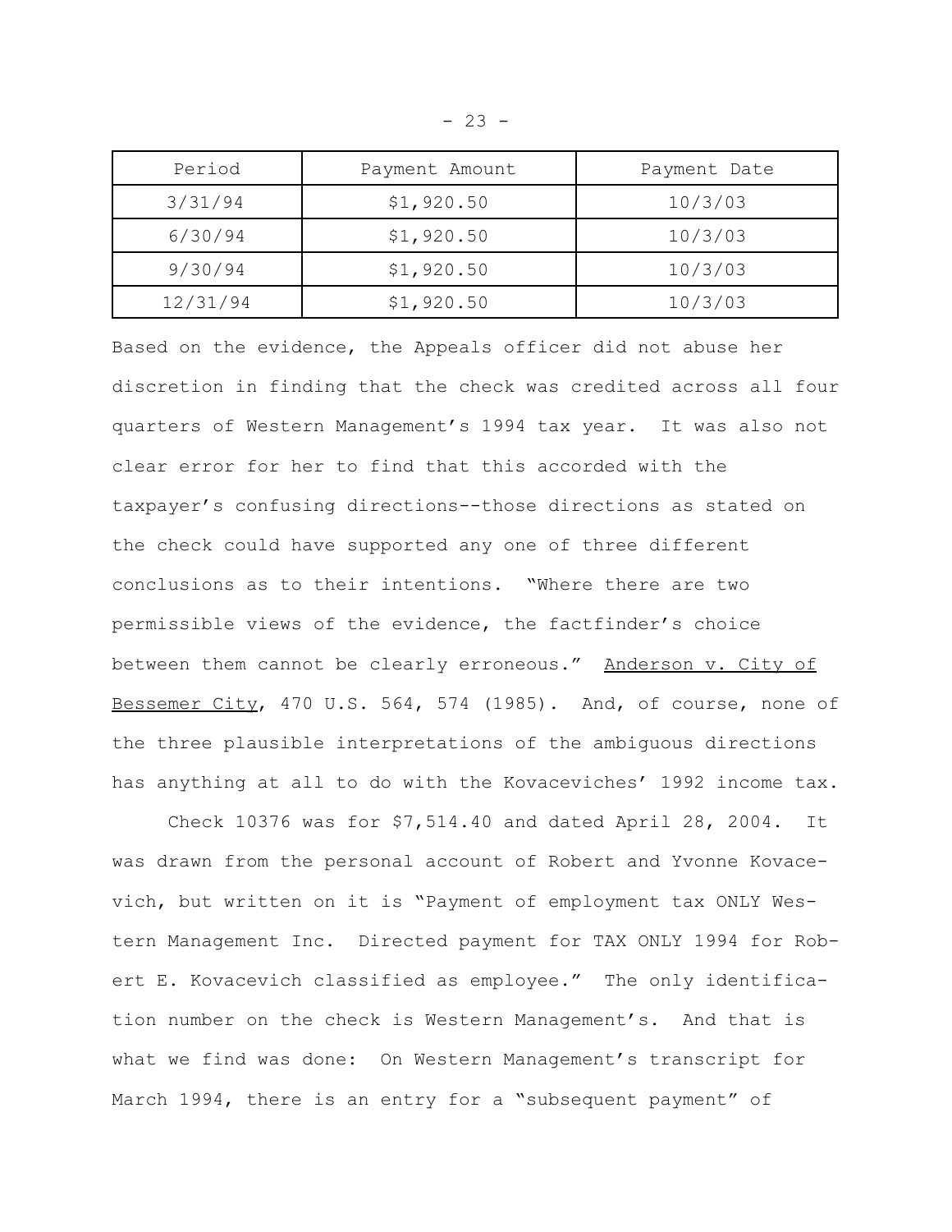| Period | Payment Amount | Payment Date |
|---|---|---|
| 3/31/94 | $1,920.50 | 10/3/03 |
| 6/30/94 | $1,920.50 | 10/3/03 |
| 9/30/94 | $1,920.50 | 10/3/03 |
| 12/31/94 | $1,920.50 | 10/3/03 |

Based on the evidence, the Appeals officer did not abuse her discretion in finding that the check was credited across all four quarters of Western Management's 1994 tax year. It was also not clear error for her to find that this accorded with the taxpayer's confusing directions--those directions as stated on the check could have supported any one of three different conclusions as to their intentions. "Where there are two permissible views of the evidence, the factfinder's choice between them cannot be clearly erroneous." Anderson v. City of Bessemer City, 470 U.S. 564, 574 (1985). And, of course, none of the three plausible interpretations of the ambiguous directions has anything at all to do with the Kovaceviches' 1992 income tax.

Check 10376 was for $7,514.40 and dated April 28, 2004. It was drawn from the personal account of Robert and Yvonne Kovacevich, but written on it is "Payment of employment tax ONLY Western Management Inc. Directed payment for TAX ONLY 1994 for Robert E. Kovacevich classified as employee." The only identification number on the check is Western Management's. And that is what we find was done: On Western Management's transcript for March 1994, there is an entry for a "subsequent payment" of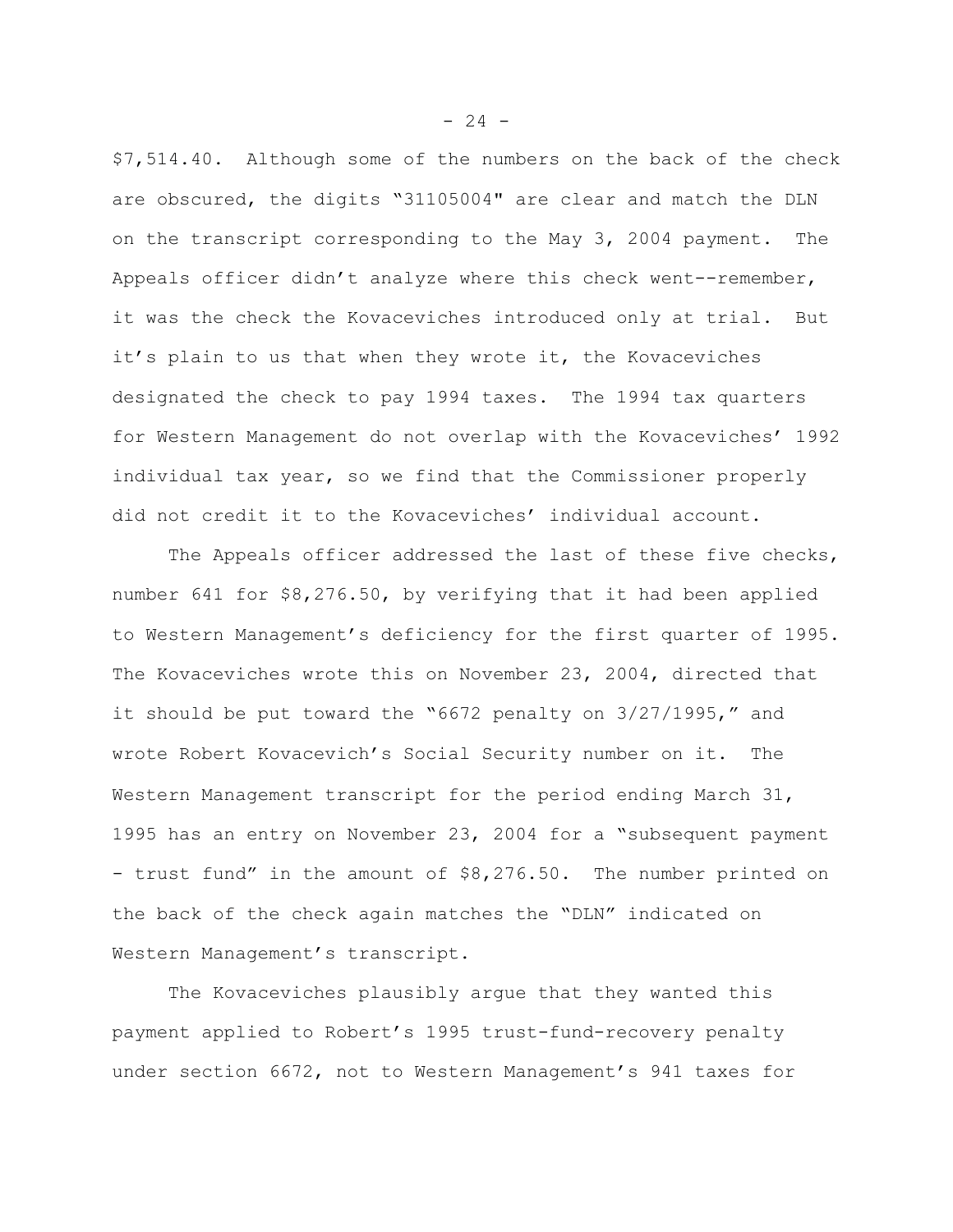$7,514.40. Although some of the numbers on the back of the check are obscured, the digits "31105004" are clear and match the DLN on the transcript corresponding to the May 3, 2004 payment. The Appeals officer didn't analyze where this check went--remember, it was the check the Kovaceviches introduced only at trial. But it's plain to us that when they wrote it, the Kovaceviches designated the check to pay 1994 taxes. The 1994 tax quarters for Western Management do not overlap with the Kovaceviches' 1992 individual tax year, so we find that the Commissioner properly did not credit it to the Kovaceviches' individual account.

The Appeals officer addressed the last of these five checks, number 641 for $8,276.50, by verifying that it had been applied to Western Management's deficiency for the first quarter of 1995. The Kovaceviches wrote this on November 23, 2004, directed that it should be put toward the "6672 penalty on 3/27/1995," and wrote Robert Kovacevich's Social Security number on it. The Western Management transcript for the period ending March 31, 1995 has an entry on November 23, 2004 for a "subsequent payment - trust fund" in the amount of $8,276.50. The number printed on the back of the check again matches the "DLN" indicated on Western Management's transcript.

The Kovaceviches plausibly argue that they wanted this payment applied to Robert's 1995 trust-fund-recovery penalty under section 6672, not to Western Management's 941 taxes for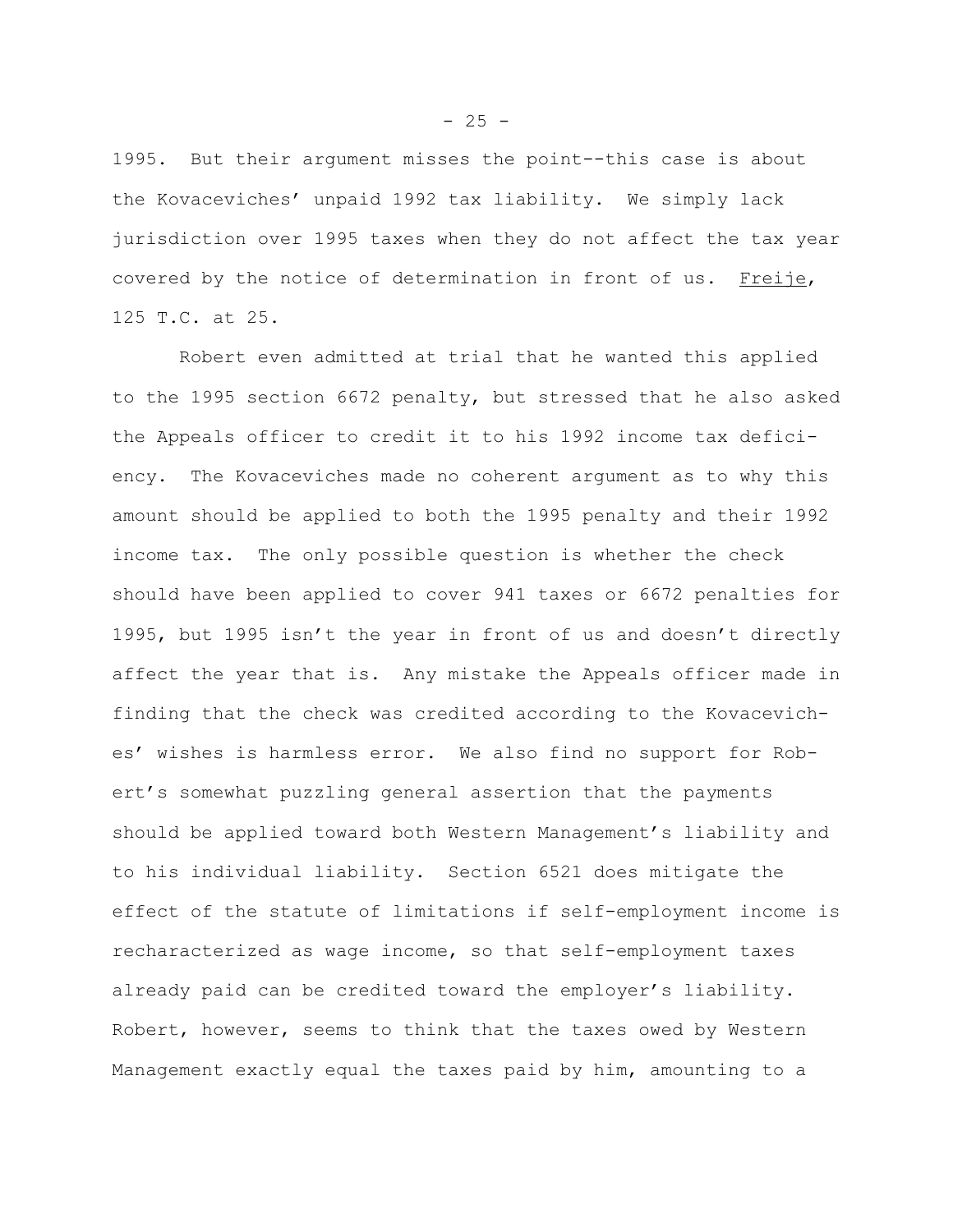1995. But their argument misses the point--this case is about the Kovaceviches' unpaid 1992 tax liability. We simply lack jurisdiction over 1995 taxes when they do not affect the tax year covered by the notice of determination in front of us. Freije, 125 T.C. at 25.

Robert even admitted at trial that he wanted this applied to the 1995 section 6672 penalty, but stressed that he also asked the Appeals officer to credit it to his 1992 income tax deficiency. The Kovaceviches made no coherent argument as to why this amount should be applied to both the 1995 penalty and their 1992 income tax. The only possible question is whether the check should have been applied to cover 941 taxes or 6672 penalties for 1995, but 1995 isn't the year in front of us and doesn't directly affect the year that is. Any mistake the Appeals officer made in finding that the check was credited according to the Kovaceviches' wishes is harmless error. We also find no support for Robert's somewhat puzzling general assertion that the payments should be applied toward both Western Management's liability and to his individual liability. Section 6521 does mitigate the effect of the statute of limitations if self-employment income is recharacterized as wage income, so that self-employment taxes already paid can be credited toward the employer's liability. Robert, however, seems to think that the taxes owed by Western Management exactly equal the taxes paid by him, amounting to a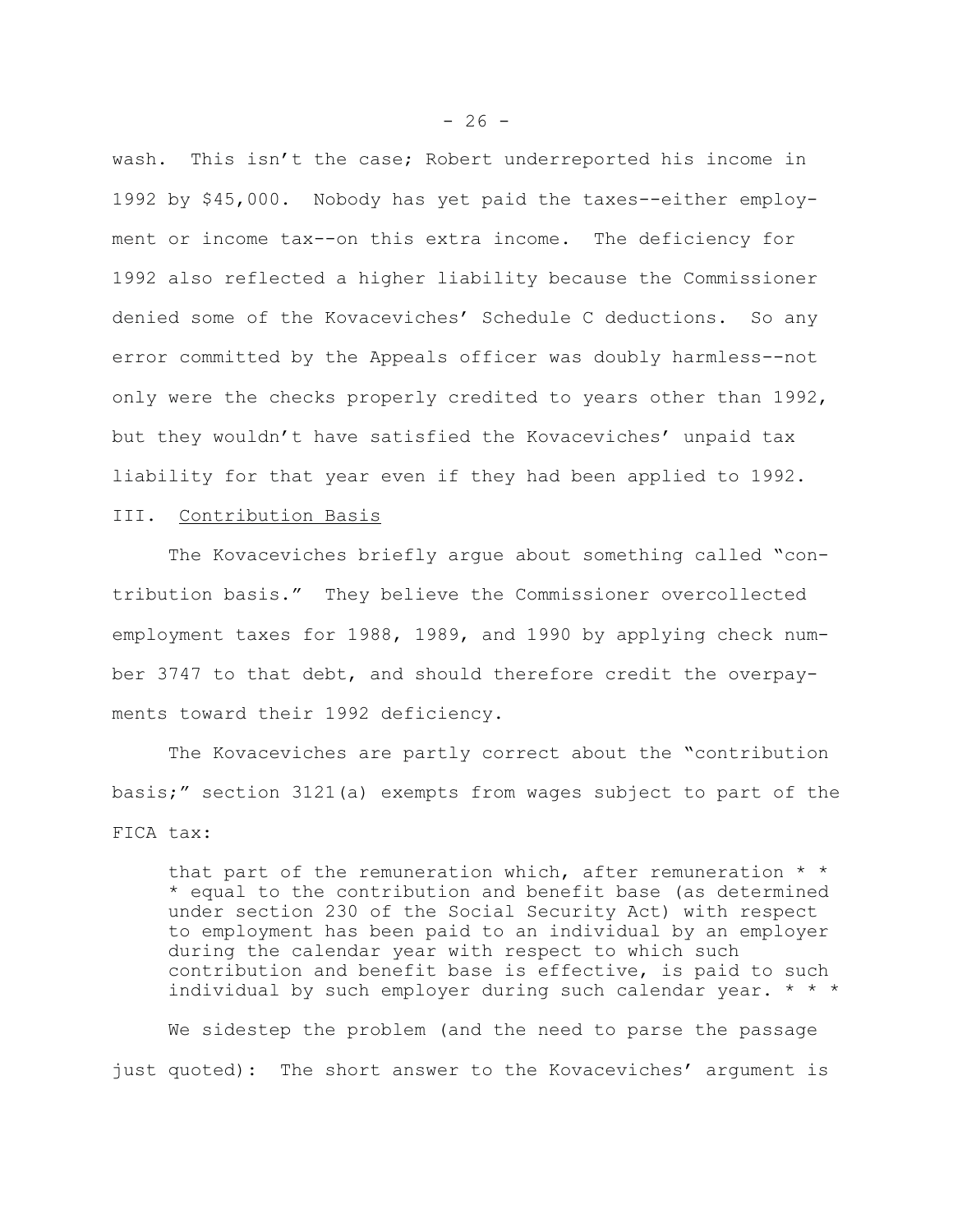wash. This isn't the case; Robert underreported his income in 1992 by $45,000. Nobody has yet paid the taxes--either employment or income tax--on this extra income. The deficiency for 1992 also reflected a higher liability because the Commissioner denied some of the Kovaceviches' Schedule C deductions. So any error committed by the Appeals officer was doubly harmless--not only were the checks properly credited to years other than 1992, but they wouldn't have satisfied the Kovaceviches' unpaid tax liability for that year even if they had been applied to 1992.

## III. Contribution Basis

The Kovaceviches briefly argue about something called "contribution basis." They believe the Commissioner overcollected employment taxes for 1988, 1989, and 1990 by applying check number 3747 to that debt, and should therefore credit the overpayments toward their 1992 deficiency.

The Kovaceviches are partly correct about the "contribution basis;" section 3121(a) exempts from wages subject to part of the FICA tax:

> that part of the remuneration which, after remuneration * * * equal to the contribution and benefit base (as determined under section 230 of the Social Security Act) with respect to employment has been paid to an individual by an employer during the calendar year with respect to which such contribution and benefit base is effective, is paid to such individual by such employer during such calendar year. * * *

We sidestep the problem (and the need to parse the passage just quoted): The short answer to the Kovaceviches' argument is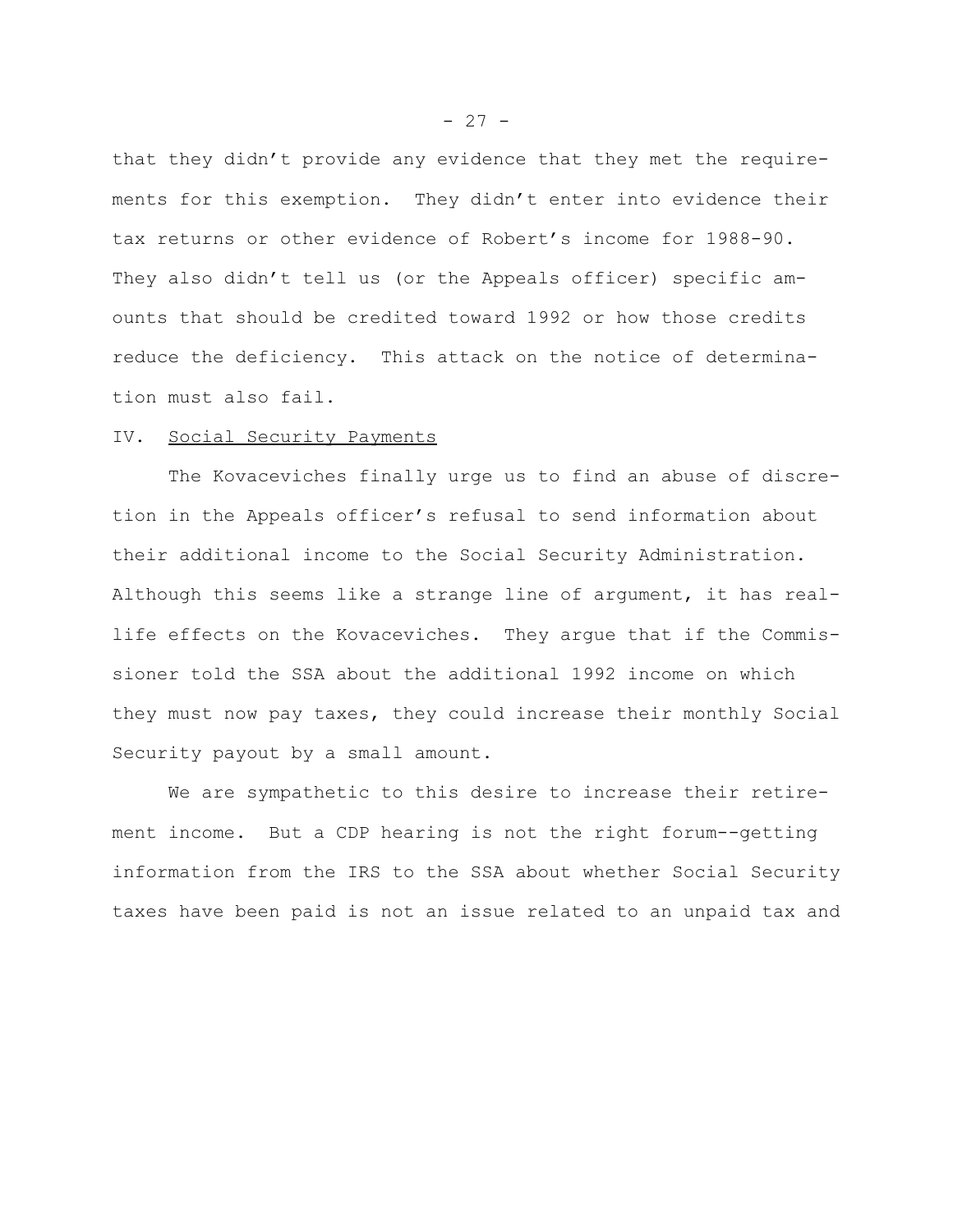that they didn't provide any evidence that they met the requirements for this exemption. They didn't enter into evidence their tax returns or other evidence of Robert's income for 1988-90. They also didn't tell us (or the Appeals officer) specific amounts that should be credited toward 1992 or how those credits reduce the deficiency. This attack on the notice of determination must also fail.

IV. Social Security Payments

The Kovaceviches finally urge us to find an abuse of discretion in the Appeals officer's refusal to send information about their additional income to the Social Security Administration. Although this seems like a strange line of argument, it has real-life effects on the Kovaceviches. They argue that if the Commissioner told the SSA about the additional 1992 income on which they must now pay taxes, they could increase their monthly Social Security payout by a small amount.

We are sympathetic to this desire to increase their retirement income. But a CDP hearing is not the right forum--getting information from the IRS to the SSA about whether Social Security taxes have been paid is not an issue related to an unpaid tax and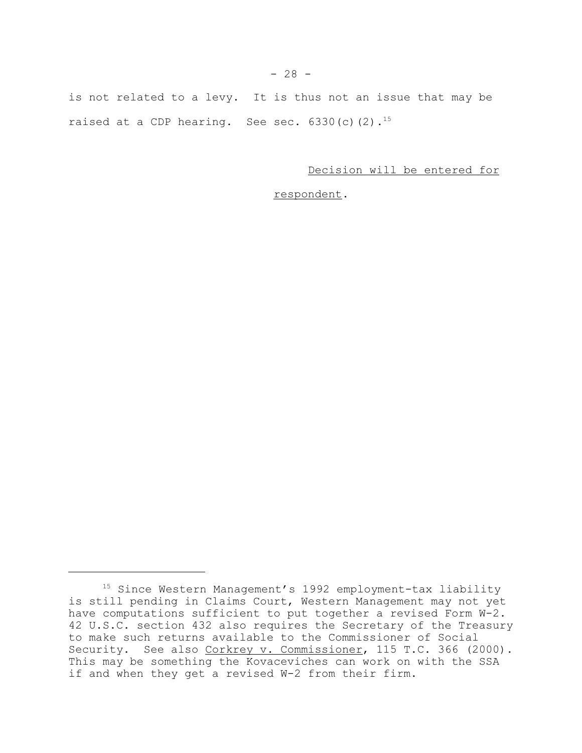is not related to a levy. It is thus not an issue that may be raised at a CDP hearing. See sec. 6330(c)(2).[15]

Decision will be entered for respondent.

---

[15] Since Western Management's 1992 employment-tax liability is still pending in Claims Court, Western Management may not yet have computations sufficient to put together a revised Form W-2. 42 U.S.C. section 432 also requires the Secretary of the Treasury to make such returns available to the Commissioner of Social Security. See also Corkrey v. Commissioner, 115 T.C. 366 (2000). This may be something the Kovaceviches can work on with the SSA if and when they get a revised W-2 from their firm.